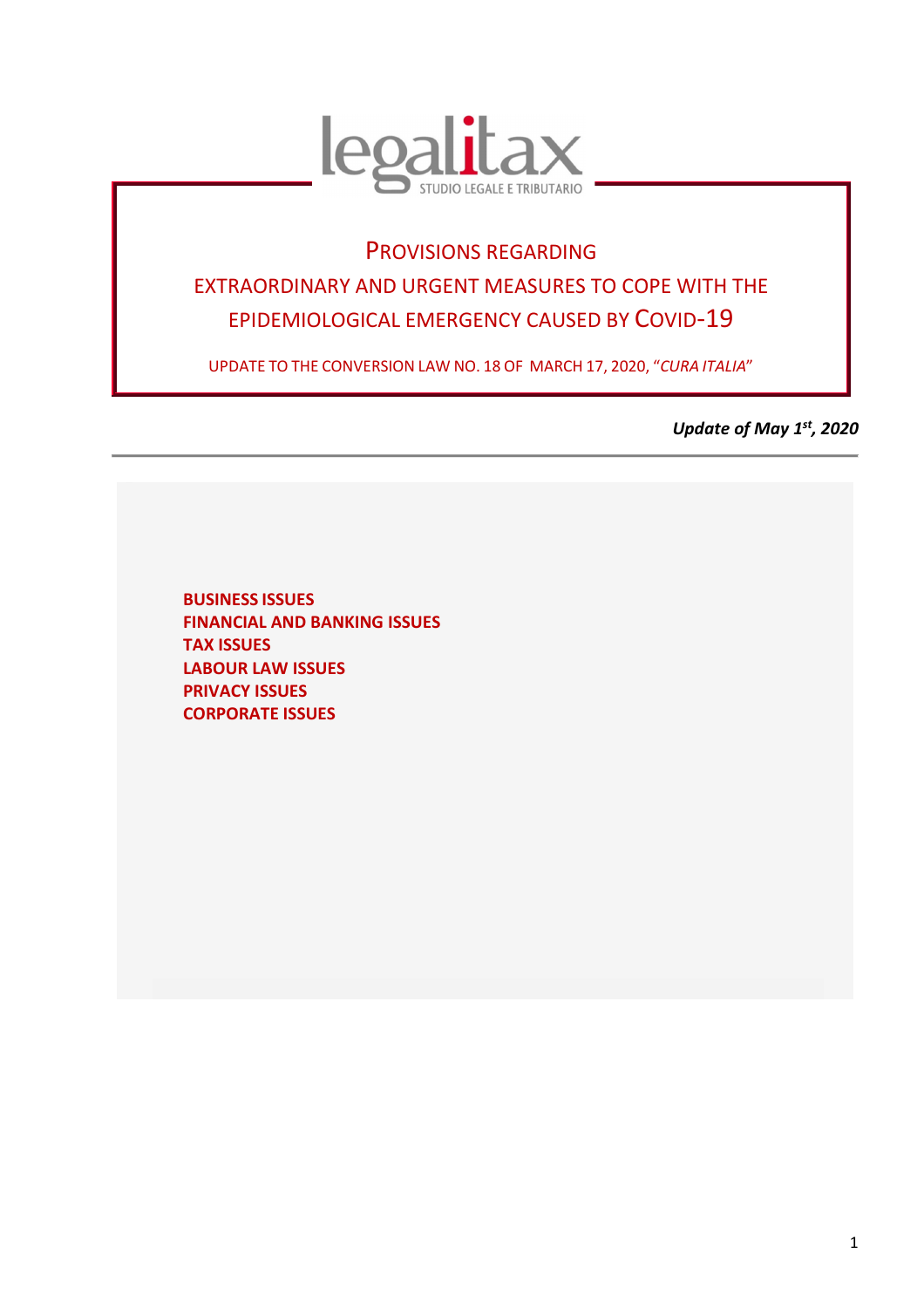legalitax
STUDIO LEGALE E TRIBUTARIO

# PROVISIONS REGARDING EXTRAORDINARY AND URGENT MEASURES TO COPE WITH THE EPIDEMIOLOGICAL EMERGENCY CAUSED BY COVID-19

UPDATE TO THE CONVERSION LAW NO. 18 OF MARCH 17, 2020, "*CURA ITALIA*"

***Update of May 1st, 2020***

---

**BUSINESS ISSUES**
**FINANCIAL AND BANKING ISSUES**
**TAX ISSUES**
**LABOUR LAW ISSUES**
**PRIVACY ISSUES**
**CORPORATE ISSUES**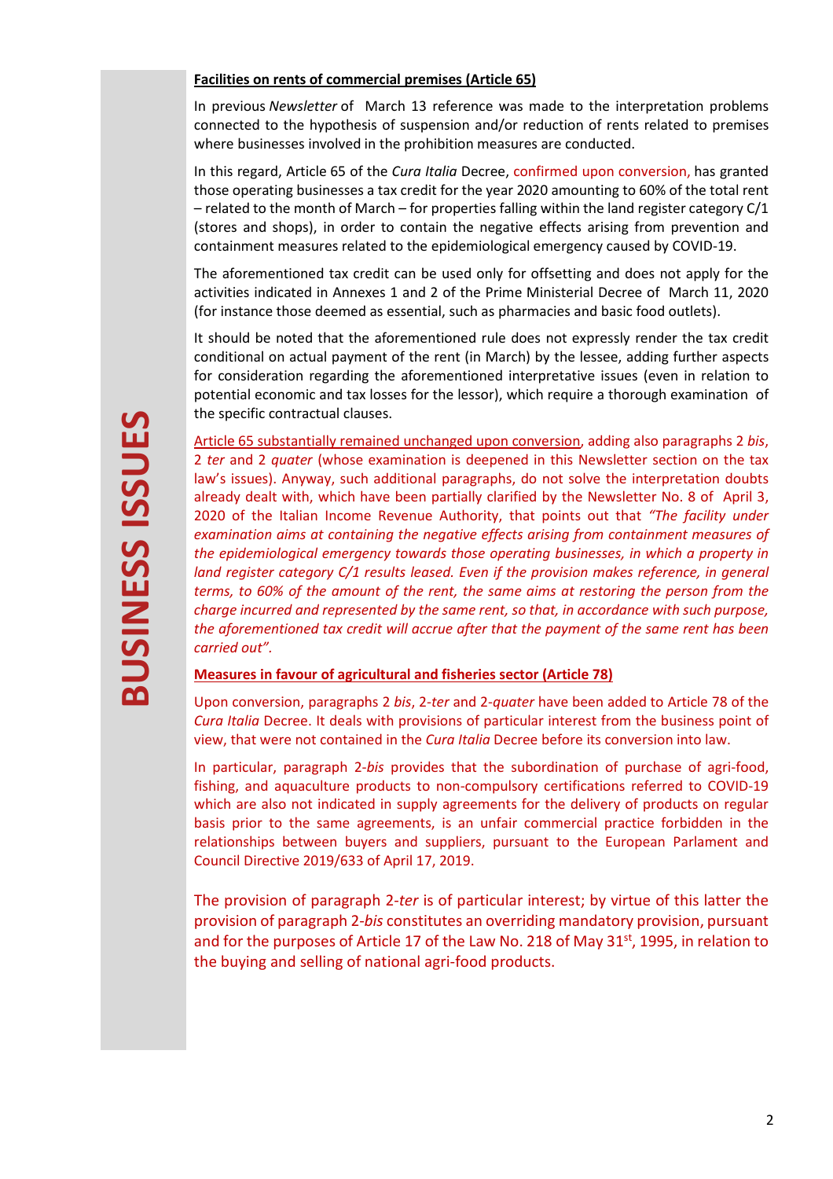**BUSINESS ISSUES**

**Facilities on rents of commercial premises (Article 65)**

In previous *Newsletter* of March 13 reference was made to the interpretation problems connected to the hypothesis of suspension and/or reduction of rents related to premises where businesses involved in the prohibition measures are conducted.

In this regard, Article 65 of the *Cura Italia* Decree, confirmed upon conversion, has granted those operating businesses a tax credit for the year 2020 amounting to 60% of the total rent – related to the month of March – for properties falling within the land register category C/1 (stores and shops), in order to contain the negative effects arising from prevention and containment measures related to the epidemiological emergency caused by COVID-19.

The aforementioned tax credit can be used only for offsetting and does not apply for the activities indicated in Annexes 1 and 2 of the Prime Ministerial Decree of March 11, 2020 (for instance those deemed as essential, such as pharmacies and basic food outlets).

It should be noted that the aforementioned rule does not expressly render the tax credit conditional on actual payment of the rent (in March) by the lessee, adding further aspects for consideration regarding the aforementioned interpretative issues (even in relation to potential economic and tax losses for the lessor), which require a thorough examination of the specific contractual clauses.

Article 65 substantially remained unchanged upon conversion, adding also paragraphs 2 *bis*, 2 *ter* and 2 *quater* (whose examination is deepened in this Newsletter section on the tax law's issues). Anyway, such additional paragraphs, do not solve the interpretation doubts already dealt with, which have been partially clarified by the Newsletter No. 8 of April 3, 2020 of the Italian Income Revenue Authority, that points out that *"The facility under examination aims at containing the negative effects arising from containment measures of the epidemiological emergency towards those operating businesses, in which a property in land register category C/1 results leased. Even if the provision makes reference, in general terms, to 60% of the amount of the rent, the same aims at restoring the person from the charge incurred and represented by the same rent, so that, in accordance with such purpose, the aforementioned tax credit will accrue after that the payment of the same rent has been carried out"*.

**Measures in favour of agricultural and fisheries sector (Article 78)**

Upon conversion, paragraphs 2 *bis*, 2-*ter* and 2-*quater* have been added to Article 78 of the *Cura Italia* Decree. It deals with provisions of particular interest from the business point of view, that were not contained in the *Cura Italia* Decree before its conversion into law.

In particular, paragraph 2-*bis* provides that the subordination of purchase of agri-food, fishing, and aquaculture products to non-compulsory certifications referred to COVID-19 which are also not indicated in supply agreements for the delivery of products on regular basis prior to the same agreements, is an unfair commercial practice forbidden in the relationships between buyers and suppliers, pursuant to the European Parlament and Council Directive 2019/633 of April 17, 2019.

The provision of paragraph 2-*ter* is of particular interest; by virtue of this latter the provision of paragraph 2-*bis* constitutes an overriding mandatory provision, pursuant and for the purposes of Article 17 of the Law No. 218 of May 31st, 1995, in relation to the buying and selling of national agri-food products.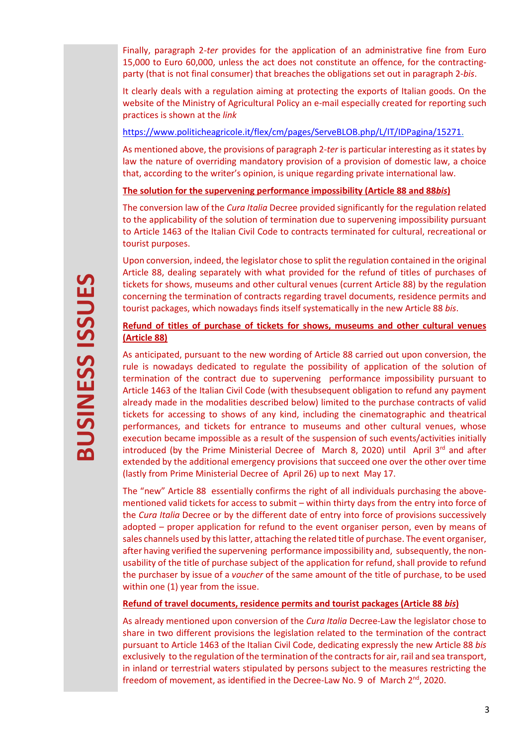Finally, paragraph 2-*ter* provides for the application of an administrative fine from Euro 15,000 to Euro 60,000, unless the act does not constitute an offence, for the contracting-party (that is not final consumer) that breaches the obligations set out in paragraph 2-*bis*.

It clearly deals with a regulation aiming at protecting the exports of Italian goods. On the website of the Ministry of Agricultural Policy an e-mail especially created for reporting such practices is shown at the *link*

https://www.politicheagricole.it/flex/cm/pages/ServeBLOB.php/L/IT/IDPagina/15271.

As mentioned above, the provisions of paragraph 2-*ter* is particular interesting as it states by law the nature of overriding mandatory provision of a provision of domestic law, a choice that, according to the writer's opinion, is unique regarding private international law.

**The solution for the supervening performance impossibility (Article 88 and 88*bis*)**

The conversion law of the *Cura Italia* Decree provided significantly for the regulation related to the applicability of the solution of termination due to supervening impossibility pursuant to Article 1463 of the Italian Civil Code to contracts terminated for cultural, recreational or tourist purposes.

Upon conversion, indeed, the legislator chose to split the regulation contained in the original Article 88, dealing separately with what provided for the refund of titles of purchases of tickets for shows, museums and other cultural venues (current Article 88) by the regulation concerning the termination of contracts regarding travel documents, residence permits and tourist packages, which nowadays finds itself systematically in the new Article 88 *bis*.

**Refund of titles of purchase of tickets for shows, museums and other cultural venues (Article 88)**

As anticipated, pursuant to the new wording of Article 88 carried out upon conversion, the rule is nowadays dedicated to regulate the possibility of application of the solution of termination of the contract due to supervening performance impossibility pursuant to Article 1463 of the Italian Civil Code (with thesubsequent obligation to refund any payment already made in the modalities described below) limited to the purchase contracts of valid tickets for accessing to shows of any kind, including the cinematographic and theatrical performances, and tickets for entrance to museums and other cultural venues, whose execution became impossible as a result of the suspension of such events/activities initially introduced (by the Prime Ministerial Decree of March 8, 2020) until April 3rd and after extended by the additional emergency provisions that succeed one over the other over time (lastly from Prime Ministerial Decree of April 26) up to next May 17.

The "new" Article 88 essentially confirms the right of all individuals purchasing the above-mentioned valid tickets for access to submit – within thirty days from the entry into force of the *Cura Italia* Decree or by the different date of entry into force of provisions successively adopted – proper application for refund to the event organiser person, even by means of sales channels used by this latter, attaching the related title of purchase. The event organiser, after having verified the supervening performance impossibility and, subsequently, the non-usability of the title of purchase subject of the application for refund, shall provide to refund the purchaser by issue of a *voucher* of the same amount of the title of purchase, to be used within one (1) year from the issue.

**Refund of travel documents, residence permits and tourist packages (Article 88 *bis*)**

As already mentioned upon conversion of the *Cura Italia* Decree-Law the legislator chose to share in two different provisions the legislation related to the termination of the contract pursuant to Article 1463 of the Italian Civil Code, dedicating expressly the new Article 88 *bis* exclusively to the regulation of the termination of the contracts for air, rail and sea transport, in inland or terrestrial waters stipulated by persons subject to the measures restricting the freedom of movement, as identified in the Decree-Law No. 9 of March 2nd, 2020.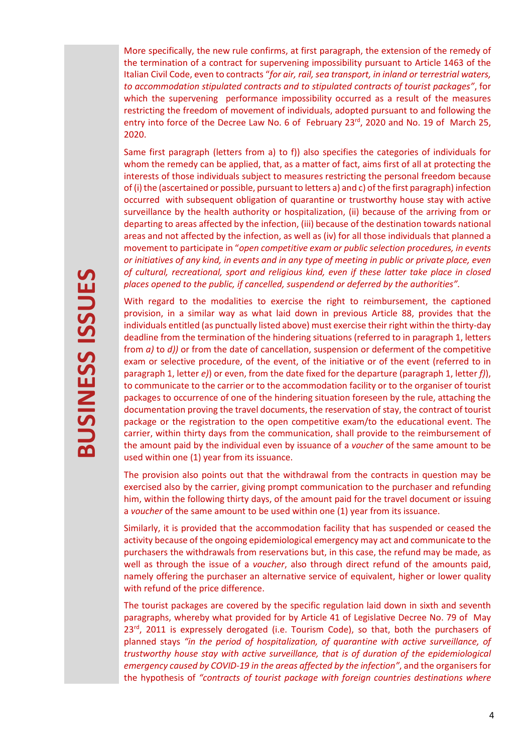More specifically, the new rule confirms, at first paragraph, the extension of the remedy of the termination of a contract for supervening impossibility pursuant to Article 1463 of the Italian Civil Code, even to contracts "*for air, rail, sea transport, in inland or terrestrial waters, to accommodation stipulated contracts and to stipulated contracts of tourist packages*", for which the supervening performance impossibility occurred as a result of the measures restricting the freedom of movement of individuals, adopted pursuant to and following the entry into force of the Decree Law No. 6 of February 23rd, 2020 and No. 19 of March 25, 2020.

Same first paragraph (letters from a) to f)) also specifies the categories of individuals for whom the remedy can be applied, that, as a matter of fact, aims first of all at protecting the interests of those individuals subject to measures restricting the personal freedom because of (i) the (ascertained or possible, pursuant to letters a) and c) of the first paragraph) infection occurred with subsequent obligation of quarantine or trustworthy house stay with active surveillance by the health authority or hospitalization, (ii) because of the arriving from or departing to areas affected by the infection, (iii) because of the destination towards national areas and not affected by the infection, as well as (iv) for all those individuals that planned a movement to participate in "*open competitive exam or public selection procedures, in events or initiatives of any kind, in events and in any type of meeting in public or private place, even of cultural, recreational, sport and religious kind, even if these latter take place in closed places opened to the public, if cancelled, suspendend or deferred by the authorities*".

With regard to the modalities to exercise the right to reimbursement, the captioned provision, in a similar way as what laid down in previous Article 88, provides that the individuals entitled (as punctually listed above) must exercise their right within the thirty-day deadline from the termination of the hindering situations (referred to in paragraph 1, letters from *a)* to *d))* or from the date of cancellation, suspension or deferment of the competitive exam or selective procedure, of the event, of the initiative or of the event (referred to in paragraph 1, letter *e)*) or even, from the date fixed for the departure (paragraph 1, letter *f)*), to communicate to the carrier or to the accommodation facility or to the organiser of tourist packages to occurrence of one of the hindering situation foreseen by the rule, attaching the documentation proving the travel documents, the reservation of stay, the contract of tourist package or the registration to the open competitive exam/to the educational event. The carrier, within thirty days from the communication, shall provide to the reimbursement of the amount paid by the individual even by issuance of a *voucher* of the same amount to be used within one (1) year from its issuance.

The provision also points out that the withdrawal from the contracts in question may be exercised also by the carrier, giving prompt communication to the purchaser and refunding him, within the following thirty days, of the amount paid for the travel document or issuing a *voucher* of the same amount to be used within one (1) year from its issuance.

Similarly, it is provided that the accommodation facility that has suspended or ceased the activity because of the ongoing epidemiological emergency may act and communicate to the purchasers the withdrawals from reservations but, in this case, the refund may be made, as well as through the issue of a *voucher*, also through direct refund of the amounts paid, namely offering the purchaser an alternative service of equivalent, higher or lower quality with refund of the price difference.

The tourist packages are covered by the specific regulation laid down in sixth and seventh paragraphs, whereby what provided for by Article 41 of Legislative Decree No. 79 of May 23rd, 2011 is expressely derogated (i.e. Tourism Code), so that, both the purchasers of planned stays *"in the period of hospitalization, of quarantine with active surveillance, of trustworthy house stay with active surveillance, that is of duration of the epidemiological emergency caused by COVID-19 in the areas affected by the infection"*, and the organisers for the hypothesis of *"contracts of tourist package with foreign countries destinations where*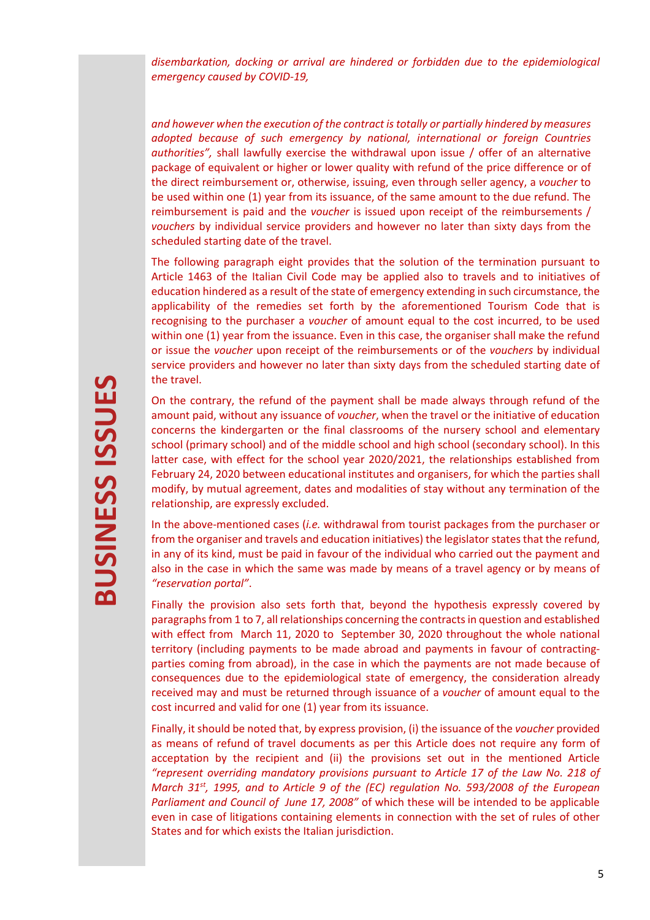*disembarkation, docking or arrival are hindered or forbidden due to the epidemiological emergency caused by COVID-19,*

*and however when the execution of the contract is totally or partially hindered by measures adopted because of such emergency by national, international or foreign Countries authorities",* shall lawfully exercise the withdrawal upon issue / offer of an alternative package of equivalent or higher or lower quality with refund of the price difference or of the direct reimbursement or, otherwise, issuing, even through seller agency, a *voucher* to be used within one (1) year from its issuance, of the same amount to the due refund. The reimbursement is paid and the *voucher* is issued upon receipt of the reimbursements / *vouchers* by individual service providers and however no later than sixty days from the scheduled starting date of the travel.

The following paragraph eight provides that the solution of the termination pursuant to Article 1463 of the Italian Civil Code may be applied also to travels and to initiatives of education hindered as a result of the state of emergency extending in such circumstance, the applicability of the remedies set forth by the aforementioned Tourism Code that is recognising to the purchaser a *voucher* of amount equal to the cost incurred, to be used within one (1) year from the issuance. Even in this case, the organiser shall make the refund or issue the *voucher* upon receipt of the reimbursements or of the *vouchers* by individual service providers and however no later than sixty days from the scheduled starting date of the travel.

On the contrary, the refund of the payment shall be made always through refund of the amount paid, without any issuance of *voucher*, when the travel or the initiative of education concerns the kindergarten or the final classrooms of the nursery school and elementary school (primary school) and of the middle school and high school (secondary school). In this latter case, with effect for the school year 2020/2021, the relationships established from February 24, 2020 between educational institutes and organisers, for which the parties shall modify, by mutual agreement, dates and modalities of stay without any termination of the relationship, are expressly excluded.

In the above-mentioned cases (*i.e.* withdrawal from tourist packages from the purchaser or from the organiser and travels and education initiatives) the legislator states that the refund, in any of its kind, must be paid in favour of the individual who carried out the payment and also in the case in which the same was made by means of a travel agency or by means of *"reservation portal"*.

Finally the provision also sets forth that, beyond the hypothesis expressly covered by paragraphs from 1 to 7, all relationships concerning the contracts in question and established with effect from March 11, 2020 to September 30, 2020 throughout the whole national territory (including payments to be made abroad and payments in favour of contracting-parties coming from abroad), in the case in which the payments are not made because of consequences due to the epidemiological state of emergency, the consideration already received may and must be returned through issuance of a *voucher* of amount equal to the cost incurred and valid for one (1) year from its issuance.

Finally, it should be noted that, by express provision, (i) the issuance of the *voucher* provided as means of refund of travel documents as per this Article does not require any form of acceptation by the recipient and (ii) the provisions set out in the mentioned Article *"represent overriding mandatory provisions pursuant to Article 17 of the Law No. 218 of March 31st, 1995, and to Article 9 of the (EC) regulation No. 593/2008 of the European Parliament and Council of June 17, 2008"* of which these will be intended to be applicable even in case of litigations containing elements in connection with the set of rules of other States and for which exists the Italian jurisdiction.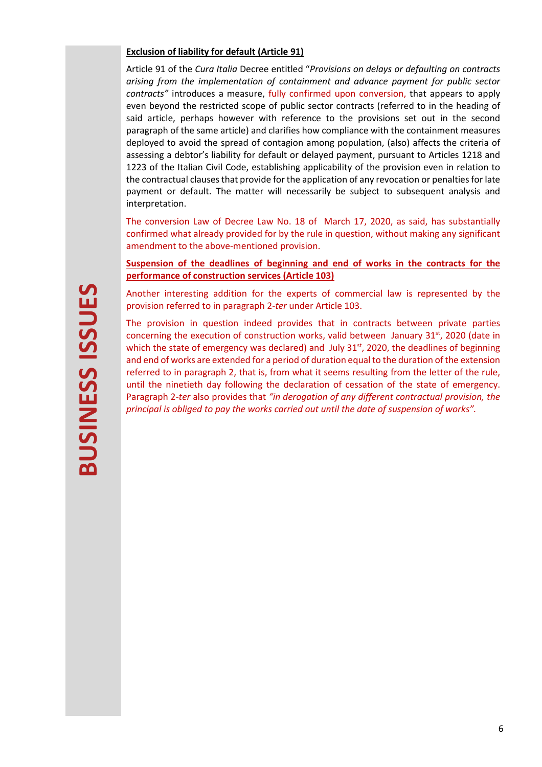**Exclusion of liability for default (Article 91)**

Article 91 of the *Cura Italia* Decree entitled "*Provisions on delays or defaulting on contracts arising from the implementation of containment and advance payment for public sector contracts"* introduces a measure, fully confirmed upon conversion, that appears to apply even beyond the restricted scope of public sector contracts (referred to in the heading of said article, perhaps however with reference to the provisions set out in the second paragraph of the same article) and clarifies how compliance with the containment measures deployed to avoid the spread of contagion among population, (also) affects the criteria of assessing a debtor's liability for default or delayed payment, pursuant to Articles 1218 and 1223 of the Italian Civil Code, establishing applicability of the provision even in relation to the contractual clauses that provide for the application of any revocation or penalties for late payment or default. The matter will necessarily be subject to subsequent analysis and interpretation.

The conversion Law of Decree Law No. 18 of March 17, 2020, as said, has substantially confirmed what already provided for by the rule in question, without making any significant amendment to the above-mentioned provision.

**Suspension of the deadlines of beginning and end of works in the contracts for the performance of construction services (Article 103)**

Another interesting addition for the experts of commercial law is represented by the provision referred to in paragraph 2-*ter* under Article 103.

The provision in question indeed provides that in contracts between private parties concerning the execution of construction works, valid between January 31st, 2020 (date in which the state of emergency was declared) and July 31st, 2020, the deadlines of beginning and end of works are extended for a period of duration equal to the duration of the extension referred to in paragraph 2, that is, from what it seems resulting from the letter of the rule, until the ninetieth day following the declaration of cessation of the state of emergency. Paragraph 2-*ter* also provides that *"in derogation of any different contractual provision, the principal is obliged to pay the works carried out until the date of suspension of works".*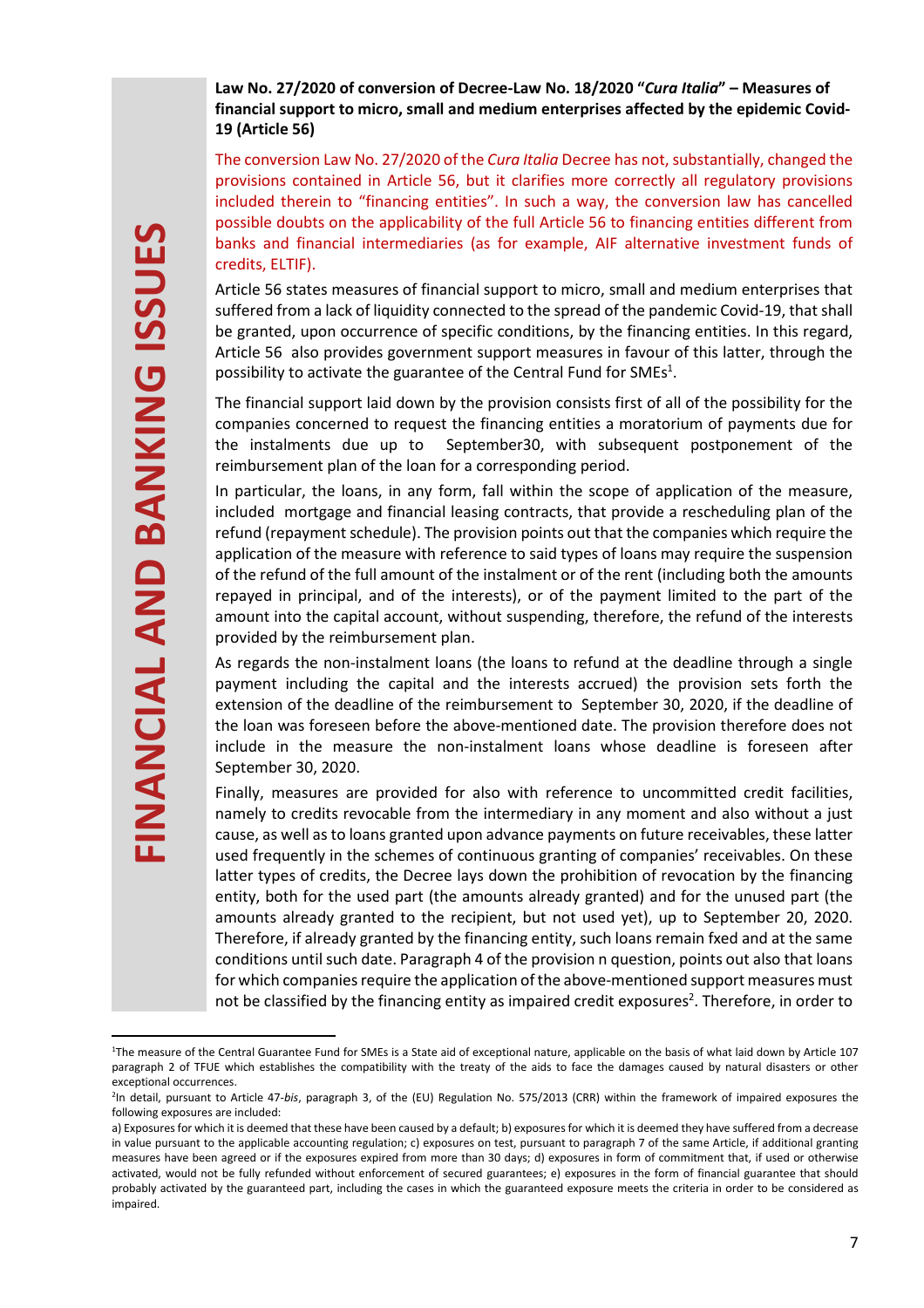**Law No. 27/2020 of conversion of Decree-Law No. 18/2020 "*Cura Italia*" – Measures of financial support to micro, small and medium enterprises affected by the epidemic Covid-19 (Article 56)**

The conversion Law No. 27/2020 of the *Cura Italia* Decree has not, substantially, changed the provisions contained in Article 56, but it clarifies more correctly all regulatory provisions included therein to "financing entities". In such a way, the conversion law has cancelled possible doubts on the applicability of the full Article 56 to financing entities different from banks and financial intermediaries (as for example, AIF alternative investment funds of credits, ELTIF).

Article 56 states measures of financial support to micro, small and medium enterprises that suffered from a lack of liquidity connected to the spread of the pandemic Covid-19, that shall be granted, upon occurrence of specific conditions, by the financing entities. In this regard, Article 56 also provides government support measures in favour of this latter, through the possibility to activate the guarantee of the Central Fund for SMEs[1].

The financial support laid down by the provision consists first of all of the possibility for the companies concerned to request the financing entities a moratorium of payments due for the instalments due up to September30, with subsequent postponement of the reimbursement plan of the loan for a corresponding period.

In particular, the loans, in any form, fall within the scope of application of the measure, included mortgage and financial leasing contracts, that provide a rescheduling plan of the refund (repayment schedule). The provision points out that the companies which require the application of the measure with reference to said types of loans may require the suspension of the refund of the full amount of the instalment or of the rent (including both the amounts repayed in principal, and of the interests), or of the payment limited to the part of the amount into the capital account, without suspending, therefore, the refund of the interests provided by the reimbursement plan.

As regards the non-instalment loans (the loans to refund at the deadline through a single payment including the capital and the interests accrued) the provision sets forth the extension of the deadline of the reimbursement to September 30, 2020, if the deadline of the loan was foreseen before the above-mentioned date. The provision therefore does not include in the measure the non-instalment loans whose deadline is foreseen after September 30, 2020.

Finally, measures are provided for also with reference to uncommitted credit facilities, namely to credits revocable from the intermediary in any moment and also without a just cause, as well as to loans granted upon advance payments on future receivables, these latter used frequently in the schemes of continuous granting of companies' receivables. On these latter types of credits, the Decree lays down the prohibition of revocation by the financing entity, both for the used part (the amounts already granted) and for the unused part (the amounts already granted to the recipient, but not used yet), up to September 20, 2020. Therefore, if already granted by the financing entity, such loans remain fxed and at the same conditions until such date. Paragraph 4 of the provision n question, points out also that loans for which companies require the application of the above-mentioned support measures must not be classified by the financing entity as impaired credit exposures[2]. Therefore, in order to

---

[1] The measure of the Central Guarantee Fund for SMEs is a State aid of exceptional nature, applicable on the basis of what laid down by Article 107 paragraph 2 of TFUE which establishes the compatibility with the treaty of the aids to face the damages caused by natural disasters or other exceptional occurrences.

[2] In detail, pursuant to Article 47-*bis*, paragraph 3, of the (EU) Regulation No. 575/2013 (CRR) within the framework of impaired exposures the following exposures are included:

a) Exposures for which it is deemed that these have been caused by a default; b) exposures for which it is deemed they have suffered from a decrease in value pursuant to the applicable accounting regulation; c) exposures on test, pursuant to paragraph 7 of the same Article, if additional granting measures have been agreed or if the exposures expired from more than 30 days; d) exposures in form of commitment that, if used or otherwise activated, would not be fully refunded without enforcement of secured guarantees; e) exposures in the form of financial guarantee that should probably activated by the guaranteed part, including the cases in which the guaranteed exposure meets the criteria in order to be considered as impaired.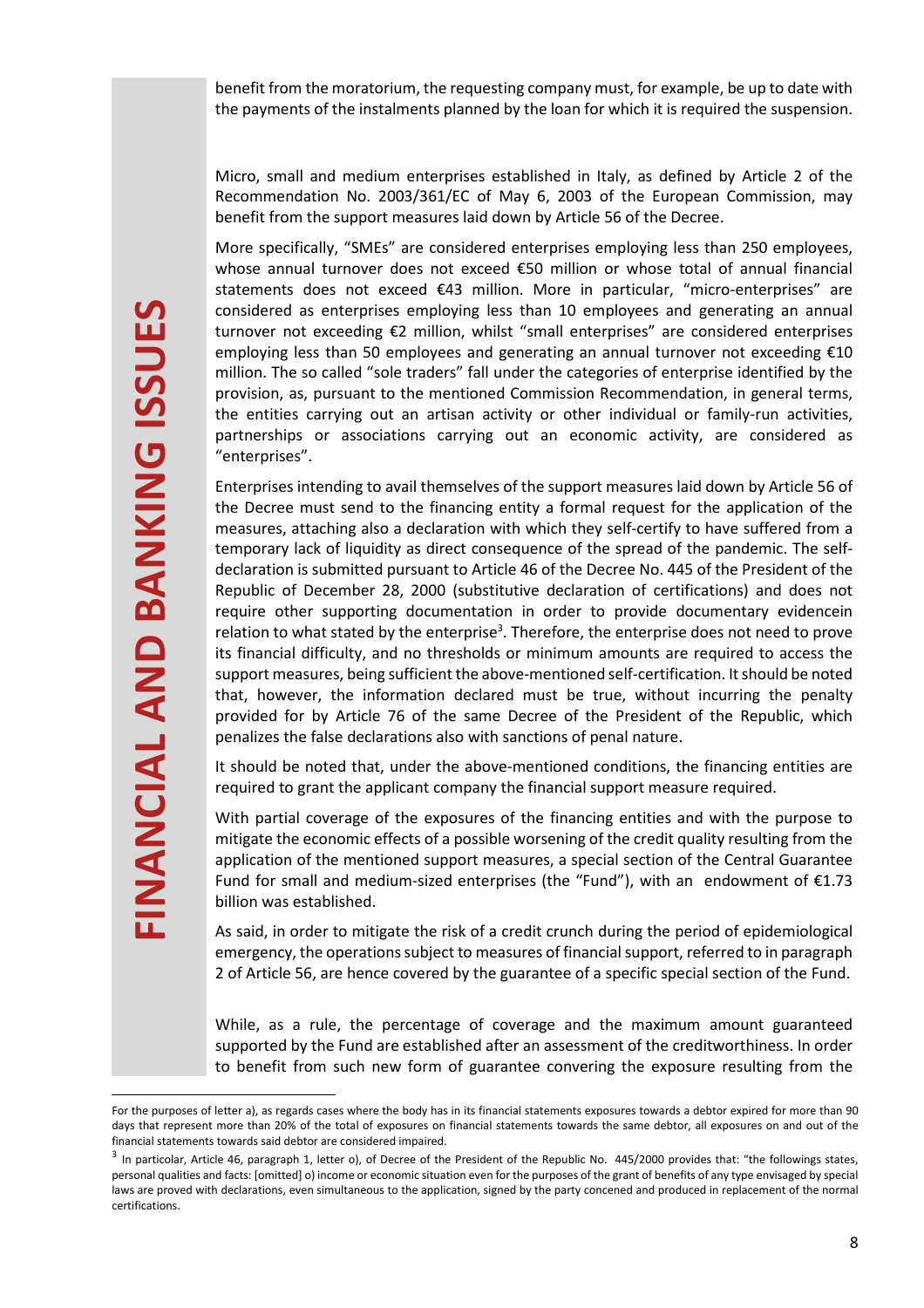benefit from the moratorium, the requesting company must, for example, be up to date with the payments of the instalments planned by the loan for which it is required the suspension.

Micro, small and medium enterprises established in Italy, as defined by Article 2 of the Recommendation No. 2003/361/EC of May 6, 2003 of the European Commission, may benefit from the support measures laid down by Article 56 of the Decree.

More specifically, “SMEs” are considered enterprises employing less than 250 employees, whose annual turnover does not exceed €50 million or whose total of annual financial statements does not exceed €43 million. More in particular, “micro-enterprises” are considered as enterprises employing less than 10 employees and generating an annual turnover not exceeding €2 million, whilst “small enterprises” are considered enterprises employing less than 50 employees and generating an annual turnover not exceeding €10 million. The so called “sole traders” fall under the categories of enterprise identified by the provision, as, pursuant to the mentioned Commission Recommendation, in general terms, the entities carrying out an artisan activity or other individual or family-run activities, partnerships or associations carrying out an economic activity, are considered as “enterprises”.

Enterprises intending to avail themselves of the support measures laid down by Article 56 of the Decree must send to the financing entity a formal request for the application of the measures, attaching also a declaration with which they self-certify to have suffered from a temporary lack of liquidity as direct consequence of the spread of the pandemic. The self-declaration is submitted pursuant to Article 46 of the Decree No. 445 of the President of the Republic of December 28, 2000 (substitutive declaration of certifications) and does not require other supporting documentation in order to provide documentary evidencein relation to what stated by the enterprise[3]. Therefore, the enterprise does not need to prove its financial difficulty, and no thresholds or minimum amounts are required to access the support measures, being sufficient the above-mentioned self-certification. It should be noted that, however, the information declared must be true, without incurring the penalty provided for by Article 76 of the same Decree of the President of the Republic, which penalizes the false declarations also with sanctions of penal nature.

It should be noted that, under the above-mentioned conditions, the financing entities are required to grant the applicant company the financial support measure required.

With partial coverage of the exposures of the financing entities and with the purpose to mitigate the economic effects of a possible worsening of the credit quality resulting from the application of the mentioned support measures, a special section of the Central Guarantee Fund for small and medium-sized enterprises (the “Fund”), with an endowment of €1.73 billion was established.

As said, in order to mitigate the risk of a credit crunch during the period of epidemiological emergency, the operations subject to measures of financial support, referred to in paragraph 2 of Article 56, are hence covered by the guarantee of a specific special section of the Fund.

While, as a rule, the percentage of coverage and the maximum amount guaranteed supported by the Fund are established after an assessment of the creditworthiness. In order to benefit from such new form of guarantee convering the exposure resulting from the

---

For the purposes of letter a), as regards cases where the body has in its financial statements exposures towards a debtor expired for more than 90 days that represent more than 20% of the total of exposures on financial statements towards the same debtor, all exposures on and out of the financial statements towards said debtor are considered impaired.

[3] In particolar, Article 46, paragraph 1, letter o), of Decree of the President of the Republic No. 445/2000 provides that: “the followings states, personal qualities and facts: [omitted] o) income or economic situation even for the purposes of the grant of benefits of any type envisaged by special laws are proved with declarations, even simultaneous to the application, signed by the party concened and produced in replacement of the normal certifications.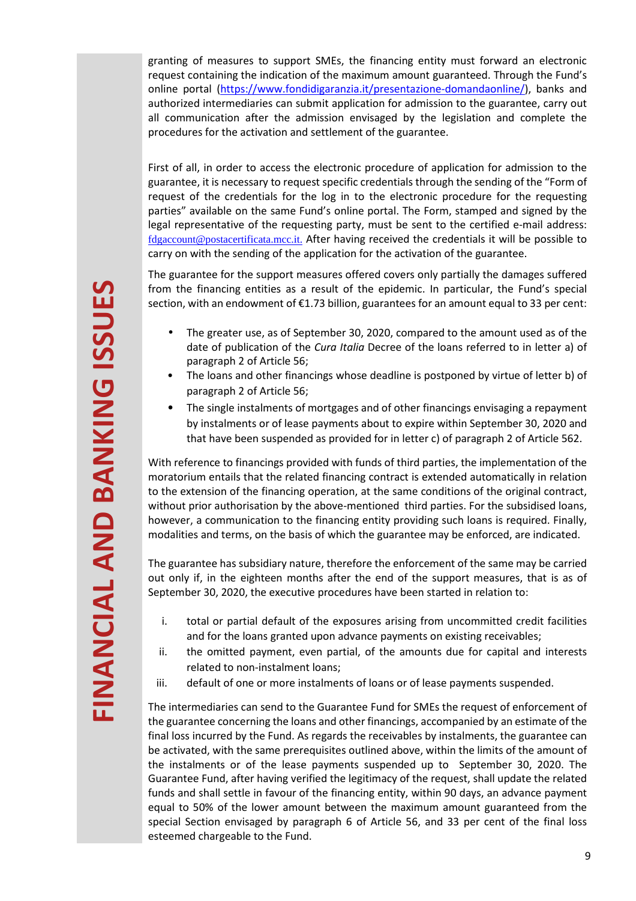granting of measures to support SMEs, the financing entity must forward an electronic request containing the indication of the maximum amount guaranteed. Through the Fund's online portal (https://www.fondidigaranzia.it/presentazione-domandaonline/), banks and authorized intermediaries can submit application for admission to the guarantee, carry out all communication after the admission envisaged by the legislation and complete the procedures for the activation and settlement of the guarantee.

First of all, in order to access the electronic procedure of application for admission to the guarantee, it is necessary to request specific credentials through the sending of the "Form of request of the credentials for the log in to the electronic procedure for the requesting parties" available on the same Fund's online portal. The Form, stamped and signed by the legal representative of the requesting party, must be sent to the certified e-mail address: fdgaccount@postacertificata.mcc.it. After having received the credentials it will be possible to carry on with the sending of the application for the activation of the guarantee.

The guarantee for the support measures offered covers only partially the damages suffered from the financing entities as a result of the epidemic. In particular, the Fund's special section, with an endowment of €1.73 billion, guarantees for an amount equal to 33 per cent of:

- The greater use, as of September 30, 2020, compared to the amount used as of the date of publication of the *Cura Italia* Decree of the loans referred to in letter a) of paragraph 2 of Article 56;
- The loans and other financings whose deadline is postponed by virtue of letter b) of paragraph 2 of Article 56;
- The single instalments of mortgages and of other financings envisaging a repayment by instalments or of lease payments about to expire within September 30, 2020 and that have been suspended as provided for in letter c) of paragraph 2 of Article 562.

With reference to financings provided with funds of third parties, the implementation of the moratorium entails that the related financing contract is extended automatically in relation to the extension of the financing operation, at the same conditions of the original contract, without prior authorisation by the above-mentioned third parties. For the subsidised loans, however, a communication to the financing entity providing such loans is required. Finally, modalities and terms, on the basis of which the guarantee may be enforced, are indicated.

The guarantee has subsidiary nature, therefore the enforcement of the same may be carried out only if, in the eighteen months after the end of the support measures, that is as of September 30, 2020, the executive procedures have been started in relation to:

i. total or partial default of the exposures arising from uncommitted credit facilities and for the loans granted upon advance payments on existing receivables;
ii. the omitted payment, even partial, of the amounts due for capital and interests related to non-instalment loans;
iii. default of one or more instalments of loans or of lease payments suspended.

The intermediaries can send to the Guarantee Fund for SMEs the request of enforcement of the guarantee concerning the loans and other financings, accompanied by an estimate of the final loss incurred by the Fund. As regards the receivables by instalments, the guarantee can be activated, with the same prerequisites outlined above, within the limits of the amount of the instalments or of the lease payments suspended up to September 30, 2020. The Guarantee Fund, after having verified the legitimacy of the request, shall update the related funds and shall settle in favour of the financing entity, within 90 days, an advance payment equal to 50% of the lower amount between the maximum amount guaranteed from the special Section envisaged by paragraph 6 of Article 56, and 33 per cent of the final loss esteemed chargeable to the Fund.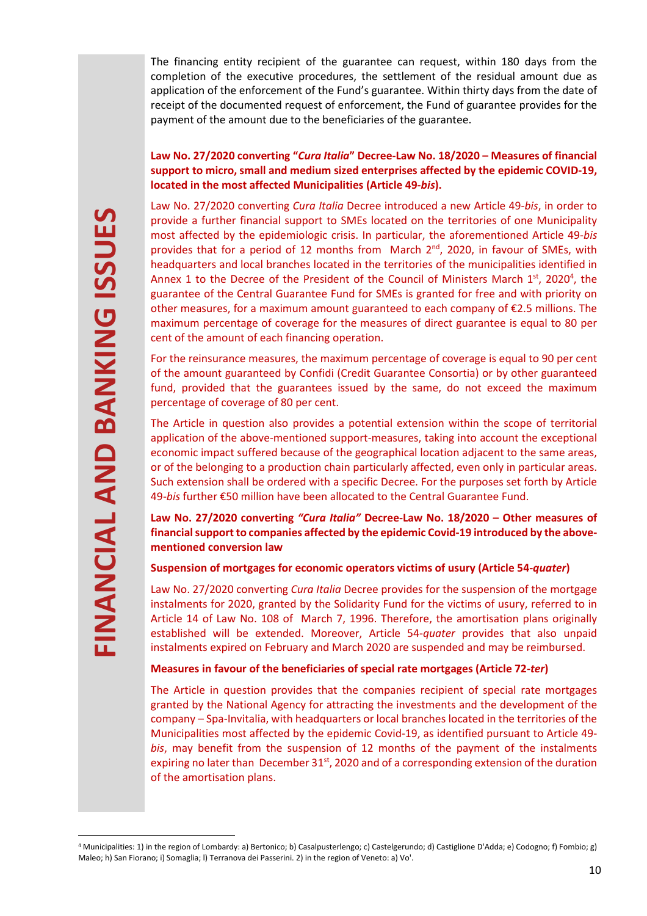The financing entity recipient of the guarantee can request, within 180 days from the completion of the executive procedures, the settlement of the residual amount due as application of the enforcement of the Fund's guarantee. Within thirty days from the date of receipt of the documented request of enforcement, the Fund of guarantee provides for the payment of the amount due to the beneficiaries of the guarantee.

**Law No. 27/2020 converting "*Cura Italia*" Decree-Law No. 18/2020 – Measures of financial support to micro, small and medium sized enterprises affected by the epidemic COVID-19, located in the most affected Municipalities (Article 49-*bis*).**

Law No. 27/2020 converting *Cura Italia* Decree introduced a new Article 49-*bis*, in order to provide a further financial support to SMEs located on the territories of one Municipality most affected by the epidemiologic crisis. In particular, the aforementioned Article 49-*bis* provides that for a period of 12 months from March 2nd, 2020, in favour of SMEs, with headquarters and local branches located in the territories of the municipalities identified in Annex 1 to the Decree of the President of the Council of Ministers March 1st, 2020[4], the guarantee of the Central Guarantee Fund for SMEs is granted for free and with priority on other measures, for a maximum amount guaranteed to each company of €2.5 millions. The maximum percentage of coverage for the measures of direct guarantee is equal to 80 per cent of the amount of each financing operation.

For the reinsurance measures, the maximum percentage of coverage is equal to 90 per cent of the amount guaranteed by Confidi (Credit Guarantee Consortia) or by other guaranteed fund, provided that the guarantees issued by the same, do not exceed the maximum percentage of coverage of 80 per cent.

The Article in question also provides a potential extension within the scope of territorial application of the above-mentioned support-measures, taking into account the exceptional economic impact suffered because of the geographical location adjacent to the same areas, or of the belonging to a production chain particularly affected, even only in particular areas. Such extension shall be ordered with a specific Decree. For the purposes set forth by Article 49-*bis* further €50 million have been allocated to the Central Guarantee Fund.

**Law No. 27/2020 converting *"Cura Italia"* Decree-Law No. 18/2020 – Other measures of financial support to companies affected by the epidemic Covid-19 introduced by the above-mentioned conversion law**

**Suspension of mortgages for economic operators victims of usury (Article 54-*quater*)**

Law No. 27/2020 converting *Cura Italia* Decree provides for the suspension of the mortgage instalments for 2020, granted by the Solidarity Fund for the victims of usury, referred to in Article 14 of Law No. 108 of March 7, 1996. Therefore, the amortisation plans originally established will be extended. Moreover, Article 54-*quater* provides that also unpaid instalments expired on February and March 2020 are suspended and may be reimbursed.

**Measures in favour of the beneficiaries of special rate mortgages (Article 72-*ter*)**

The Article in question provides that the companies recipient of special rate mortgages granted by the National Agency for attracting the investments and the development of the company – Spa-Invitalia, with headquarters or local branches located in the territories of the Municipalities most affected by the epidemic Covid-19, as identified pursuant to Article 49-*bis*, may benefit from the suspension of 12 months of the payment of the instalments expiring no later than December 31st, 2020 and of a corresponding extension of the duration of the amortisation plans.

[4] Municipalities: 1) in the region of Lombardy: a) Bertonico; b) Casalpusterlengo; c) Castelgerundo; d) Castiglione D'Adda; e) Codogno; f) Fombio; g) Maleo; h) San Fiorano; i) Somaglia; l) Terranova dei Passerini. 2) in the region of Veneto: a) Vo'.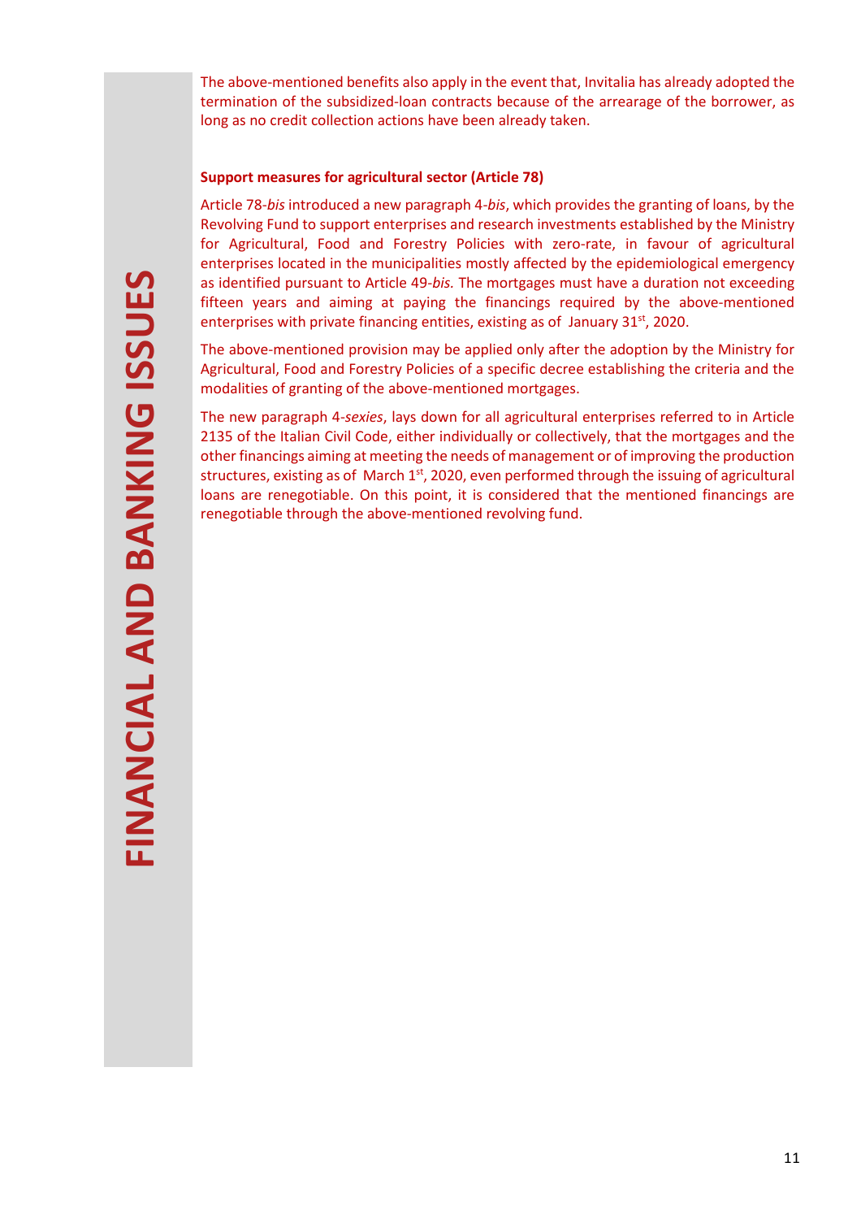The above-mentioned benefits also apply in the event that, Invitalia has already adopted the termination of the subsidized-loan contracts because of the arrearage of the borrower, as long as no credit collection actions have been already taken.

### Support measures for agricultural sector (Article 78)

Article 78-*bis* introduced a new paragraph 4-*bis*, which provides the granting of loans, by the Revolving Fund to support enterprises and research investments established by the Ministry for Agricultural, Food and Forestry Policies with zero-rate, in favour of agricultural enterprises located in the municipalities mostly affected by the epidemiological emergency as identified pursuant to Article 49-*bis*. The mortgages must have a duration not exceeding fifteen years and aiming at paying the financings required by the above-mentioned enterprises with private financing entities, existing as of January 31st, 2020.

The above-mentioned provision may be applied only after the adoption by the Ministry for Agricultural, Food and Forestry Policies of a specific decree establishing the criteria and the modalities of granting of the above-mentioned mortgages.

The new paragraph 4-*sexies*, lays down for all agricultural enterprises referred to in Article 2135 of the Italian Civil Code, either individually or collectively, that the mortgages and the other financings aiming at meeting the needs of management or of improving the production structures, existing as of March 1st, 2020, even performed through the issuing of agricultural loans are renegotiable. On this point, it is considered that the mentioned financings are renegotiable through the above-mentioned revolving fund.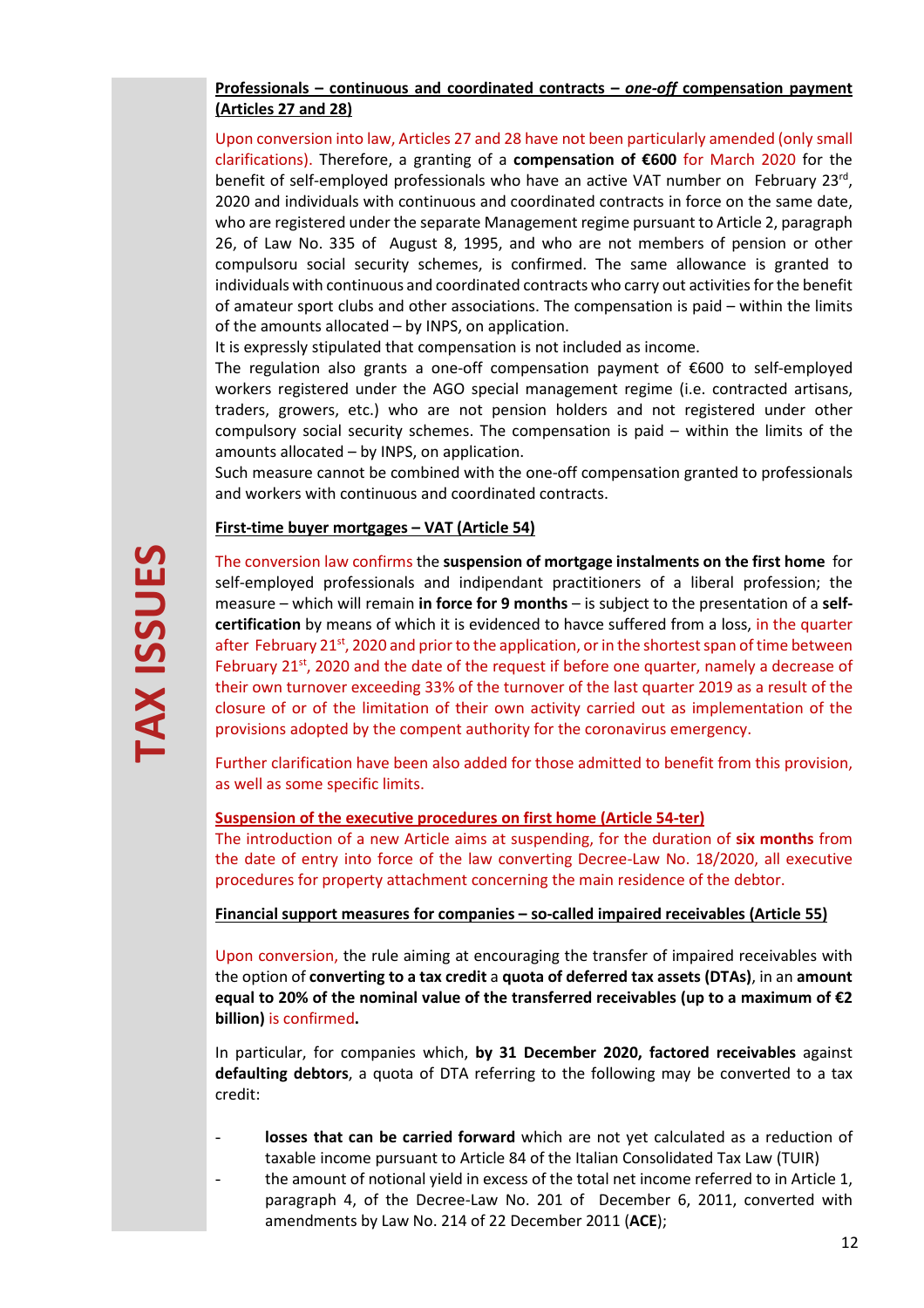**Professionals – continuous and coordinated contracts – *one-off* compensation payment (Articles 27 and 28)**

Upon conversion into law, Articles 27 and 28 have not been particularly amended (only small clarifications). Therefore, a granting of a **compensation of €600** for March 2020 for the benefit of self-employed professionals who have an active VAT number on February 23rd, 2020 and individuals with continuous and coordinated contracts in force on the same date, who are registered under the separate Management regime pursuant to Article 2, paragraph 26, of Law No. 335 of August 8, 1995, and who are not members of pension or other compulsoru social security schemes, is confirmed. The same allowance is granted to individuals with continuous and coordinated contracts who carry out activities for the benefit of amateur sport clubs and other associations. The compensation is paid – within the limits of the amounts allocated – by INPS, on application.

It is expressly stipulated that compensation is not included as income.

The regulation also grants a one-off compensation payment of €600 to self-employed workers registered under the AGO special management regime (i.e. contracted artisans, traders, growers, etc.) who are not pension holders and not registered under other compulsory social security schemes. The compensation is paid – within the limits of the amounts allocated – by INPS, on application.

Such measure cannot be combined with the one-off compensation granted to professionals and workers with continuous and coordinated contracts.

**First-time buyer mortgages – VAT (Article 54)**

The conversion law confirms the **suspension of mortgage instalments on the first home** for self-employed professionals and indipendant practitioners of a liberal profession; the measure – which will remain **in force for 9 months** – is subject to the presentation of a **self-certification** by means of which it is evidenced to havce suffered from a loss, in the quarter after February 21st, 2020 and prior to the application, or in the shortest span of time between February 21st, 2020 and the date of the request if before one quarter, namely a decrease of their own turnover exceeding 33% of the turnover of the last quarter 2019 as a result of the closure of or of the limitation of their own activity carried out as implementation of the provisions adopted by the compent authority for the coronavirus emergency.

Further clarification have been also added for those admitted to benefit from this provision, as well as some specific limits.

**Suspension of the executive procedures on first home (Article 54-ter)**

The introduction of a new Article aims at suspending, for the duration of **six months** from the date of entry into force of the law converting Decree-Law No. 18/2020, all executive procedures for property attachment concerning the main residence of the debtor.

**Financial support measures for companies – so-called impaired receivables (Article 55)**

Upon conversion, the rule aiming at encouraging the transfer of impaired receivables with the option of **converting to a tax credit** a **quota of deferred tax assets (DTAs)**, in an **amount equal to 20% of the nominal value of the transferred receivables (up to a maximum of €2 billion)** is confirmed**.**

In particular, for companies which, **by 31 December 2020, factored receivables** against **defaulting debtors**, a quota of DTA referring to the following may be converted to a tax credit:

- **losses that can be carried forward** which are not yet calculated as a reduction of taxable income pursuant to Article 84 of the Italian Consolidated Tax Law (TUIR)
- the amount of notional yield in excess of the total net income referred to in Article 1, paragraph 4, of the Decree-Law No. 201 of December 6, 2011, converted with amendments by Law No. 214 of 22 December 2011 (**ACE**);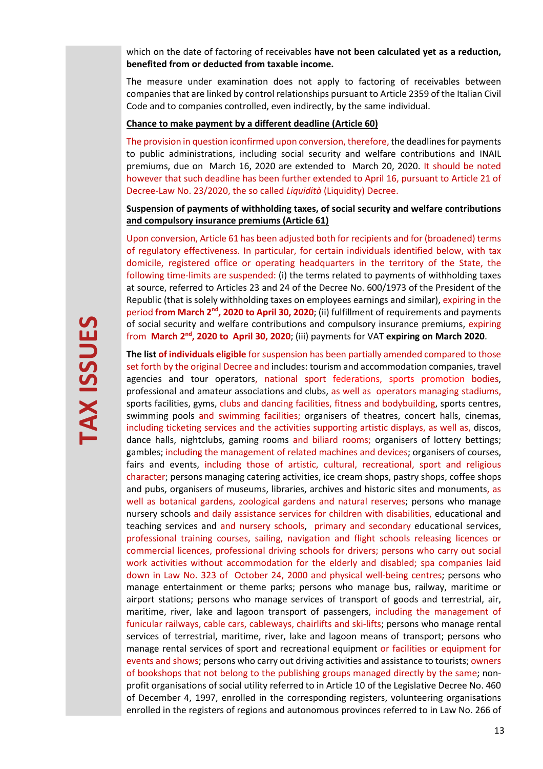which on the date of factoring of receivables **have not been calculated yet as a reduction, benefited from or deducted from taxable income.**

The measure under examination does not apply to factoring of receivables between companies that are linked by control relationships pursuant to Article 2359 of the Italian Civil Code and to companies controlled, even indirectly, by the same individual.

**Chance to make payment by a different deadline (Article 60)**

The provision in question iconfirmed upon conversion, therefore, the deadlines for payments to public administrations, including social security and welfare contributions and INAIL premiums, due on March 16, 2020 are extended to March 20, 2020. It should be noted however that such deadline has been further extended to April 16, pursuant to Article 21 of Decree-Law No. 23/2020, the so called *Liquidità* (Liquidity) Decree.

**Suspension of payments of withholding taxes, of social security and welfare contributions and compulsory insurance premiums (Article 61)**

Upon conversion, Article 61 has been adjusted both for recipients and for (broadened) terms of regulatory effectiveness. In particular, for certain individuals identified below, with tax domicile, registered office or operating headquarters in the territory of the State, the following time-limits are suspended: (i) the terms related to payments of withholding taxes at source, referred to Articles 23 and 24 of the Decree No. 600/1973 of the President of the Republic (that is solely withholding taxes on employees earnings and similar), expiring in the period **from March 2nd, 2020 to April 30, 2020**; (ii) fulfillment of requirements and payments of social security and welfare contributions and compulsory insurance premiums, expiring from **March 2nd, 2020 to April 30, 2020**; (iii) payments for VAT **expiring on March 2020**.

**The list of individuals eligible** for suspension has been partially amended compared to those set forth by the original Decree and includes: tourism and accommodation companies, travel agencies and tour operators, national sport federations, sports promotion bodies, professional and amateur associations and clubs, as well as operators managing stadiums, sports facilities, gyms, clubs and dancing facilities, fitness and bodybuilding, sports centres, swimming pools and swimming facilities; organisers of theatres, concert halls, cinemas, including ticketing services and the activities supporting artistic displays, as well as, discos, dance halls, nightclubs, gaming rooms and biliard rooms; organisers of lottery bettings; gambles; including the management of related machines and devices; organisers of courses, fairs and events, including those of artistic, cultural, recreational, sport and religious character; persons managing catering activities, ice cream shops, pastry shops, coffee shops and pubs, organisers of museums, libraries, archives and historic sites and monuments, as well as botanical gardens, zoological gardens and natural reserves; persons who manage nursery schools and daily assistance services for children with disabilities, educational and teaching services and and nursery schools, primary and secondary educational services, professional training courses, sailing, navigation and flight schools releasing licences or commercial licences, professional driving schools for drivers; persons who carry out social work activities without accommodation for the elderly and disabled; spa companies laid down in Law No. 323 of October 24, 2000 and physical well-being centres; persons who manage entertainment or theme parks; persons who manage bus, railway, maritime or airport stations; persons who manage services of transport of goods and terrestrial, air, maritime, river, lake and lagoon transport of passengers, including the management of funicular railways, cable cars, cableways, chairlifts and ski-lifts; persons who manage rental services of terrestrial, maritime, river, lake and lagoon means of transport; persons who manage rental services of sport and recreational equipment or facilities or equipment for events and shows; persons who carry out driving activities and assistance to tourists; owners of bookshops that not belong to the publishing groups managed directly by the same; non-profit organisations of social utility referred to in Article 10 of the Legislative Decree No. 460 of December 4, 1997, enrolled in the corresponding registers, volunteering organisations enrolled in the registers of regions and autonomous provinces referred to in Law No. 266 of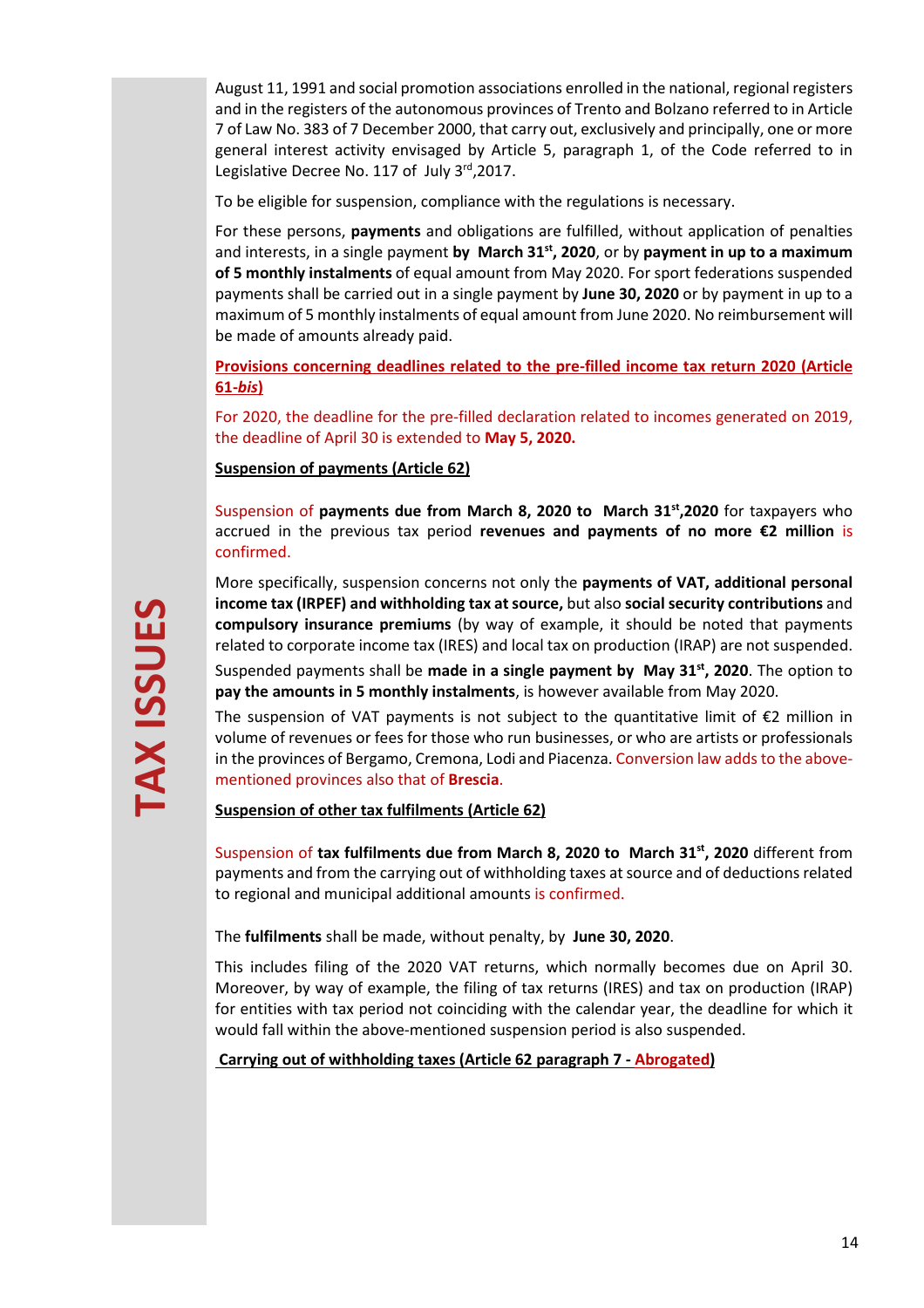August 11, 1991 and social promotion associations enrolled in the national, regional registers and in the registers of the autonomous provinces of Trento and Bolzano referred to in Article 7 of Law No. 383 of 7 December 2000, that carry out, exclusively and principally, one or more general interest activity envisaged by Article 5, paragraph 1, of the Code referred to in Legislative Decree No. 117 of July 3rd,2017.

To be eligible for suspension, compliance with the regulations is necessary.

For these persons, **payments** and obligations are fulfilled, without application of penalties and interests, in a single payment **by March 31st, 2020**, or by **payment in up to a maximum of 5 monthly instalments** of equal amount from May 2020. For sport federations suspended payments shall be carried out in a single payment by **June 30, 2020** or by payment in up to a maximum of 5 monthly instalments of equal amount from June 2020. No reimbursement will be made of amounts already paid.

**Provisions concerning deadlines related to the pre-filled income tax return 2020 (Article 61-*bis*)**

For 2020, the deadline for the pre-filled declaration related to incomes generated on 2019, the deadline of April 30 is extended to **May 5, 2020.**

**Suspension of payments (Article 62)**

Suspension of **payments due from March 8, 2020 to March 31st,2020** for taxpayers who accrued in the previous tax period **revenues and payments of no more €2 million** is confirmed.

More specifically, suspension concerns not only the **payments of VAT, additional personal income tax (IRPEF) and withholding tax at source,** but also **social security contributions** and **compulsory insurance premiums** (by way of example, it should be noted that payments related to corporate income tax (IRES) and local tax on production (IRAP) are not suspended.

Suspended payments shall be **made in a single payment by May 31st, 2020**. The option to **pay the amounts in 5 monthly instalments**, is however available from May 2020.

The suspension of VAT payments is not subject to the quantitative limit of €2 million in volume of revenues or fees for those who run businesses, or who are artists or professionals in the provinces of Bergamo, Cremona, Lodi and Piacenza. Conversion law adds to the above-mentioned provinces also that of **Brescia**.

**Suspension of other tax fulfilments (Article 62)**

Suspension of **tax fulfilments due from March 8, 2020 to March 31st, 2020** different from payments and from the carrying out of withholding taxes at source and of deductions related to regional and municipal additional amounts is confirmed.

The **fulfilments** shall be made, without penalty, by **June 30, 2020**.

This includes filing of the 2020 VAT returns, which normally becomes due on April 30. Moreover, by way of example, the filing of tax returns (IRES) and tax on production (IRAP) for entities with tax period not coinciding with the calendar year, the deadline for which it would fall within the above-mentioned suspension period is also suspended.

**Carrying out of withholding taxes (Article 62 paragraph 7 - Abrogated)**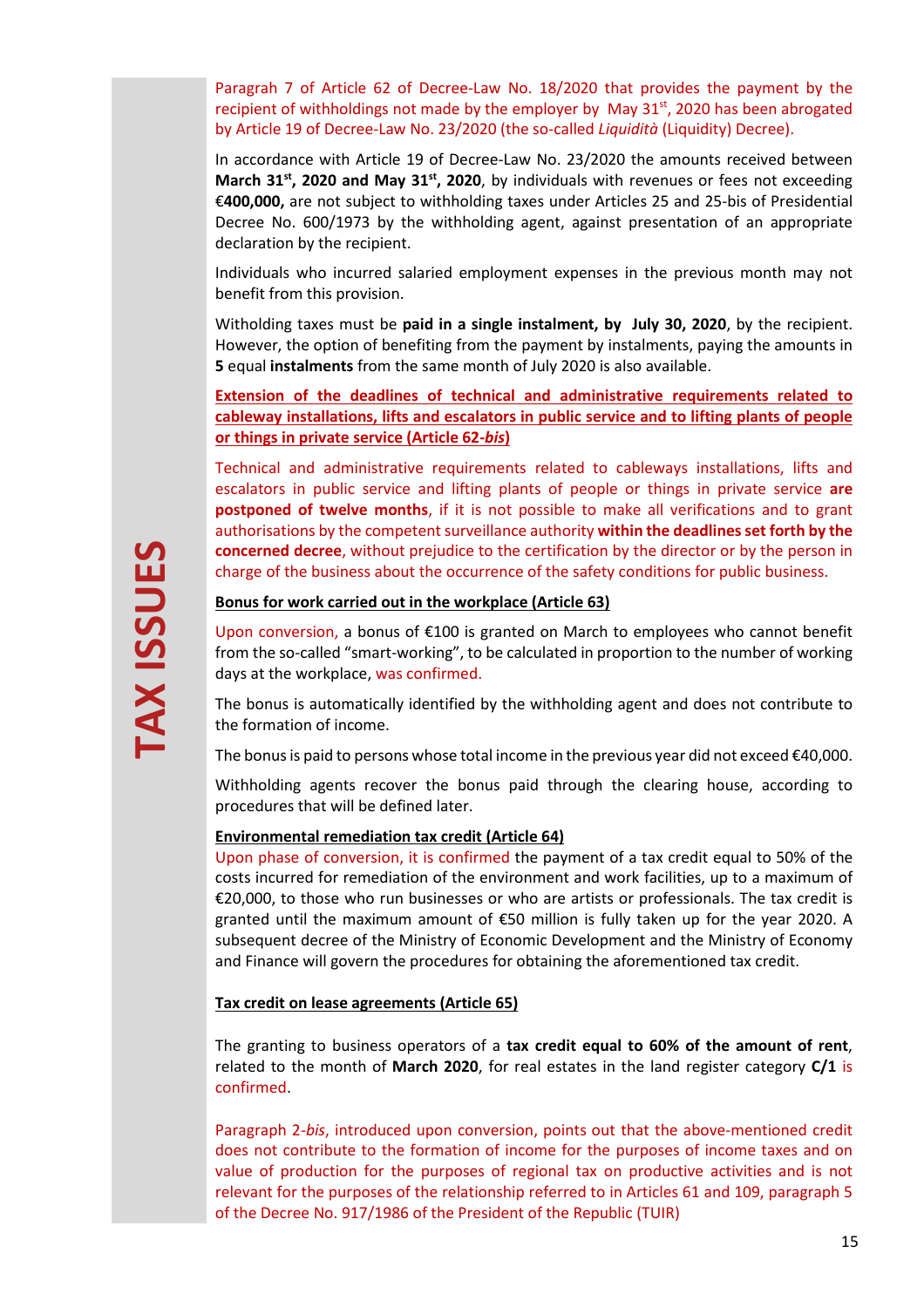Paragrah 7 of Article 62 of Decree-Law No. 18/2020 that provides the payment by the recipient of withholdings not made by the employer by May 31st, 2020 has been abrogated by Article 19 of Decree-Law No. 23/2020 (the so-called *Liquidità* (Liquidity) Decree).

In accordance with Article 19 of Decree-Law No. 23/2020 the amounts received between **March 31st, 2020 and May 31st, 2020**, by individuals with revenues or fees not exceeding **€400,000,** are not subject to withholding taxes under Articles 25 and 25-bis of Presidential Decree No. 600/1973 by the withholding agent, against presentation of an appropriate declaration by the recipient.

Individuals who incurred salaried employment expenses in the previous month may not benefit from this provision.

Witholding taxes must be **paid in a single instalment, by July 30, 2020**, by the recipient. However, the option of benefiting from the payment by instalments, paying the amounts in **5** equal **instalments** from the same month of July 2020 is also available.

**Extension of the deadlines of technical and administrative requirements related to cableway installations, lifts and escalators in public service and to lifting plants of people or things in private service (Article 62-*bis*)**

Technical and administrative requirements related to cableways installations, lifts and escalators in public service and lifting plants of people or things in private service **are postponed of twelve months**, if it is not possible to make all verifications and to grant authorisations by the competent surveillance authority **within the deadlines set forth by the concerned decree**, without prejudice to the certification by the director or by the person in charge of the business about the occurrence of the safety conditions for public business.

**Bonus for work carried out in the workplace (Article 63)**

Upon conversion, a bonus of €100 is granted on March to employees who cannot benefit from the so-called "smart-working", to be calculated in proportion to the number of working days at the workplace, was confirmed.

The bonus is automatically identified by the withholding agent and does not contribute to the formation of income.

The bonus is paid to persons whose total income in the previous year did not exceed €40,000.

Withholding agents recover the bonus paid through the clearing house, according to procedures that will be defined later.

**Environmental remediation tax credit (Article 64)**

Upon phase of conversion, it is confirmed the payment of a tax credit equal to 50% of the costs incurred for remediation of the environment and work facilities, up to a maximum of €20,000, to those who run businesses or who are artists or professionals. The tax credit is granted until the maximum amount of €50 million is fully taken up for the year 2020. A subsequent decree of the Ministry of Economic Development and the Ministry of Economy and Finance will govern the procedures for obtaining the aforementioned tax credit.

**Tax credit on lease agreements (Article 65)**

The granting to business operators of a **tax credit equal to 60% of the amount of rent**, related to the month of **March 2020**, for real estates in the land register category **C/1** is confirmed.

Paragraph 2-*bis*, introduced upon conversion, points out that the above-mentioned credit does not contribute to the formation of income for the purposes of income taxes and on value of production for the purposes of regional tax on productive activities and is not relevant for the purposes of the relationship referred to in Articles 61 and 109, paragraph 5 of the Decree No. 917/1986 of the President of the Republic (TUIR)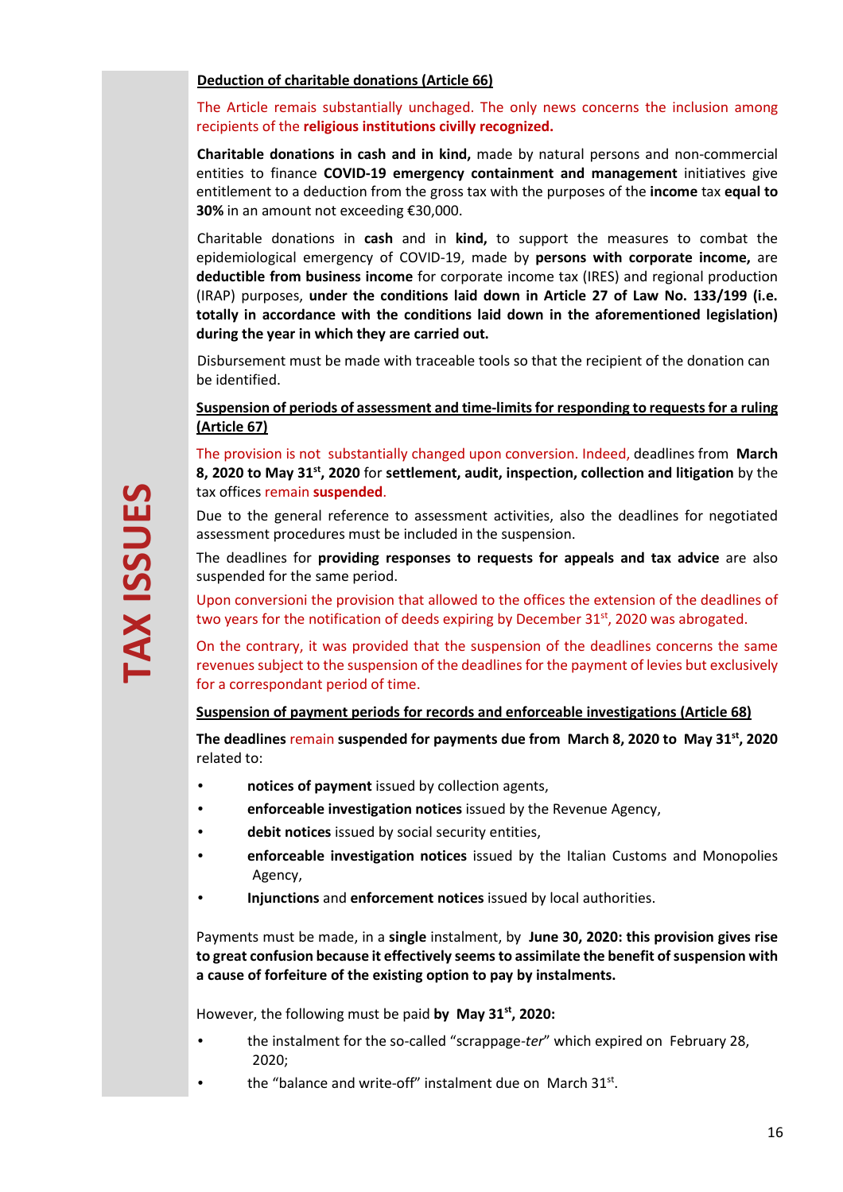**Deduction of charitable donations (Article 66)**

The Article remais substantially unchaged. The only news concerns the inclusion among recipients of the **religious institutions civilly recognized.**

**Charitable donations in cash and in kind,** made by natural persons and non-commercial entities to finance **COVID-19 emergency containment and management** initiatives give entitlement to a deduction from the gross tax with the purposes of the **income** tax **equal to 30%** in an amount not exceeding €30,000.

Charitable donations in **cash** and in **kind,** to support the measures to combat the epidemiological emergency of COVID-19, made by **persons with corporate income,** are **deductible from business income** for corporate income tax (IRES) and regional production (IRAP) purposes, **under the conditions laid down in Article 27 of Law No. 133/199 (i.e. totally in accordance with the conditions laid down in the aforementioned legislation) during the year in which they are carried out.**

Disbursement must be made with traceable tools so that the recipient of the donation can be identified.

**Suspension of periods of assessment and time-limits for responding to requests for a ruling (Article 67)**

The provision is not substantially changed upon conversion. Indeed, deadlines from **March 8, 2020 to May 31st, 2020** for **settlement, audit, inspection, collection and litigation** by the tax offices remain **suspended**.

Due to the general reference to assessment activities, also the deadlines for negotiated assessment procedures must be included in the suspension.

The deadlines for **providing responses to requests for appeals and tax advice** are also suspended for the same period.

Upon conversioni the provision that allowed to the offices the extension of the deadlines of two years for the notification of deeds expiring by December 31st, 2020 was abrogated.

On the contrary, it was provided that the suspension of the deadlines concerns the same revenues subject to the suspension of the deadlines for the payment of levies but exclusively for a correspondant period of time.

**Suspension of payment periods for records and enforceable investigations (Article 68)**

**The deadlines** remain **suspended for payments due from March 8, 2020 to May 31st, 2020** related to:

- **notices of payment** issued by collection agents,
- **enforceable investigation notices** issued by the Revenue Agency,
- **debit notices** issued by social security entities,
- **enforceable investigation notices** issued by the Italian Customs and Monopolies Agency,
- **Injunctions** and **enforcement notices** issued by local authorities.

Payments must be made, in a **single** instalment, by **June 30, 2020: this provision gives rise to great confusion because it effectively seems to assimilate the benefit of suspension with a cause of forfeiture of the existing option to pay by instalments.**

However, the following must be paid **by May 31st, 2020:**

- the instalment for the so-called "scrappage-*ter*" which expired on February 28, 2020;
- the "balance and write-off" instalment due on March 31st.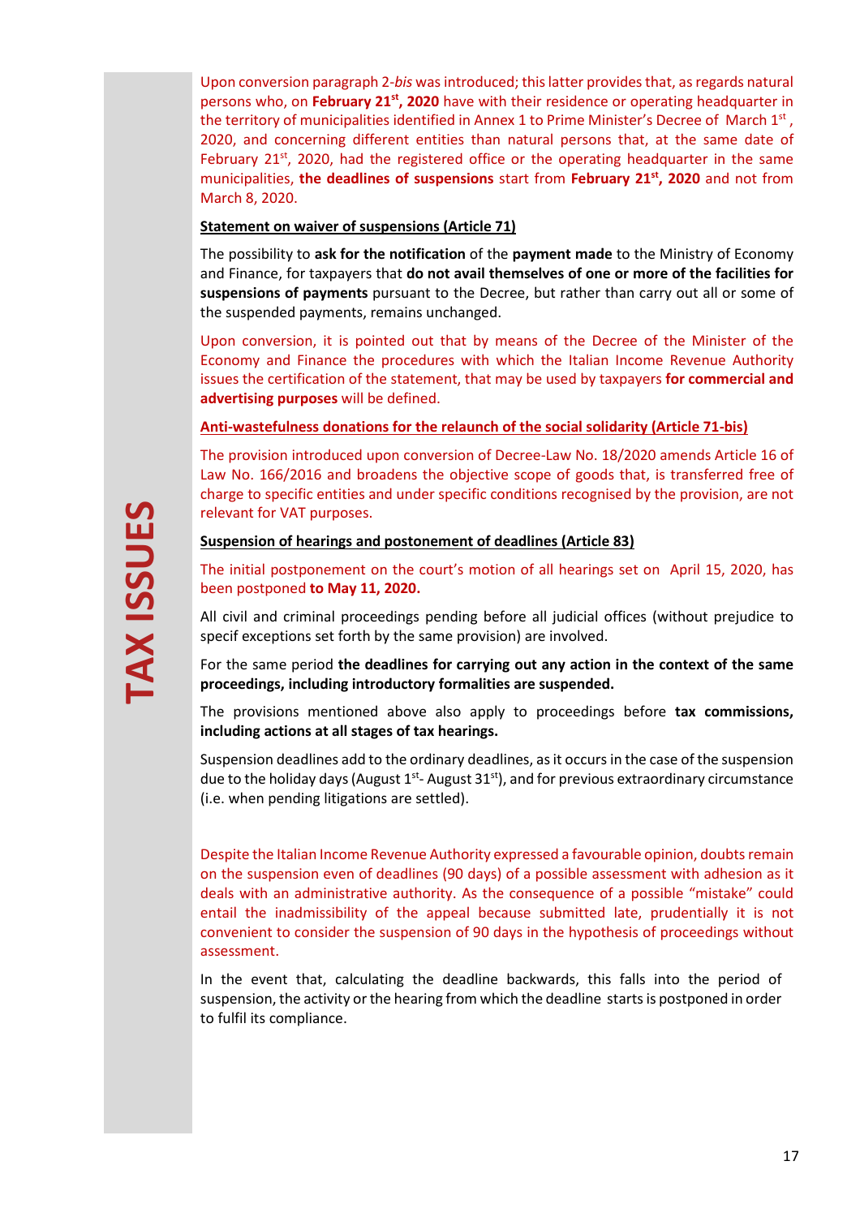Upon conversion paragraph 2-*bis* was introduced; this latter provides that, as regards natural persons who, on **February 21st, 2020** have with their residence or operating headquarter in the territory of municipalities identified in Annex 1 to Prime Minister's Decree of March 1st, 2020, and concerning different entities than natural persons that, at the same date of February 21st, 2020, had the registered office or the operating headquarter in the same municipalities, **the deadlines of suspensions** start from **February 21st, 2020** and not from March 8, 2020.

**Statement on waiver of suspensions (Article 71)**

The possibility to **ask for the notification** of the **payment made** to the Ministry of Economy and Finance, for taxpayers that **do not avail themselves of one or more of the facilities for suspensions of payments** pursuant to the Decree, but rather than carry out all or some of the suspended payments, remains unchanged.

Upon conversion, it is pointed out that by means of the Decree of the Minister of the Economy and Finance the procedures with which the Italian Income Revenue Authority issues the certification of the statement, that may be used by taxpayers **for commercial and advertising purposes** will be defined.

**Anti-wastefulness donations for the relaunch of the social solidarity (Article 71-bis)**

The provision introduced upon conversion of Decree-Law No. 18/2020 amends Article 16 of Law No. 166/2016 and broadens the objective scope of goods that, is transferred free of charge to specific entities and under specific conditions recognised by the provision, are not relevant for VAT purposes.

**Suspension of hearings and postonement of deadlines (Article 83)**

The initial postponement on the court's motion of all hearings set on April 15, 2020, has been postponed **to May 11, 2020.**

All civil and criminal proceedings pending before all judicial offices (without prejudice to specif exceptions set forth by the same provision) are involved.

For the same period **the deadlines for carrying out any action in the context of the same proceedings, including introductory formalities are suspended.**

The provisions mentioned above also apply to proceedings before **tax commissions, including actions at all stages of tax hearings.**

Suspension deadlines add to the ordinary deadlines, as it occurs in the case of the suspension due to the holiday days (August 1st- August 31st), and for previous extraordinary circumstance (i.e. when pending litigations are settled).

Despite the Italian Income Revenue Authority expressed a favourable opinion, doubts remain on the suspension even of deadlines (90 days) of a possible assessment with adhesion as it deals with an administrative authority. As the consequence of a possible "mistake" could entail the inadmissibility of the appeal because submitted late, prudentially it is not convenient to consider the suspension of 90 days in the hypothesis of proceedings without assessment.

In the event that, calculating the deadline backwards, this falls into the period of suspension, the activity or the hearing from which the deadline starts is postponed in order to fulfil its compliance.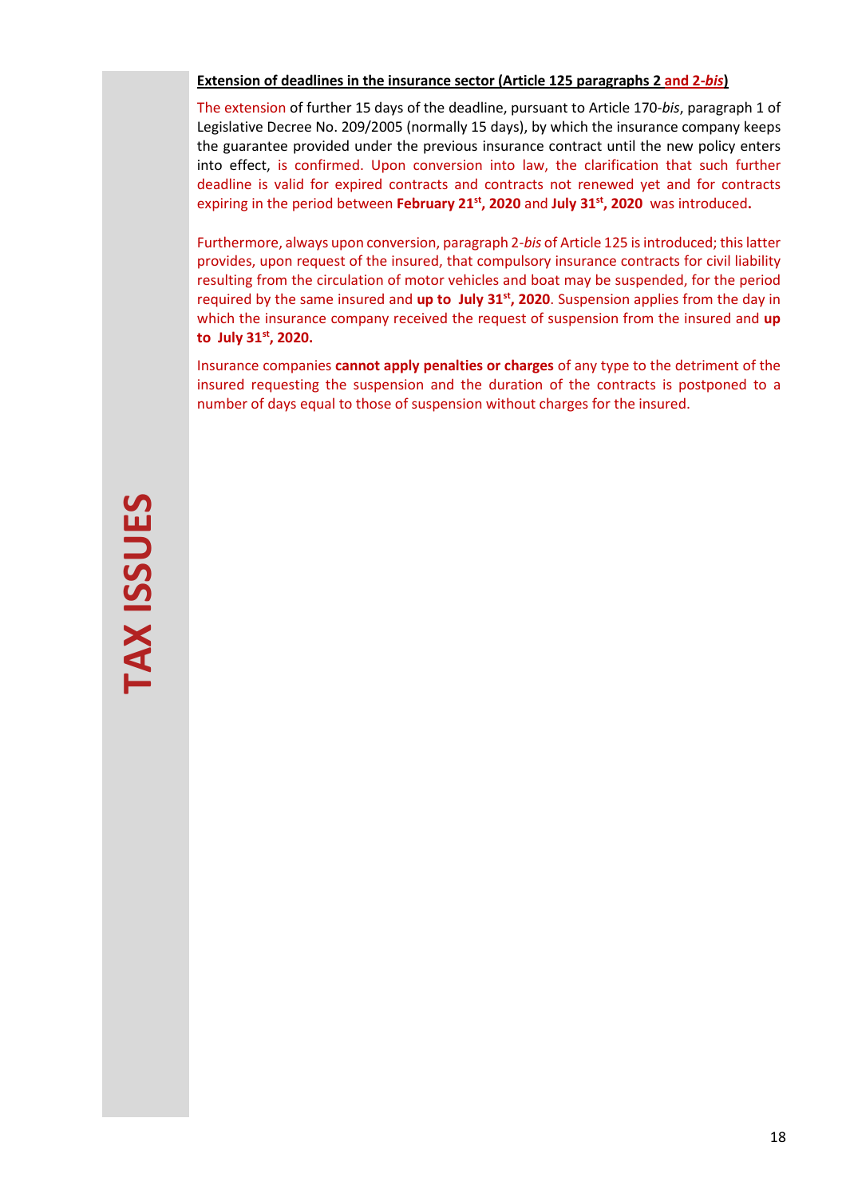**Extension of deadlines in the insurance sector (Article 125 paragraphs 2 and 2-*bis*)**

The extension of further 15 days of the deadline, pursuant to Article 170-*bis*, paragraph 1 of Legislative Decree No. 209/2005 (normally 15 days), by which the insurance company keeps the guarantee provided under the previous insurance contract until the new policy enters into effect, is confirmed. Upon conversion into law, the clarification that such further deadline is valid for expired contracts and contracts not renewed yet and for contracts expiring in the period between **February 21st, 2020** and **July 31st, 2020** was introduced**.**

Furthermore, always upon conversion, paragraph 2-*bis* of Article 125 is introduced; this latter provides, upon request of the insured, that compulsory insurance contracts for civil liability resulting from the circulation of motor vehicles and boat may be suspended, for the period required by the same insured and **up to July 31st, 2020**. Suspension applies from the day in which the insurance company received the request of suspension from the insured and **up to July 31st, 2020.**

Insurance companies **cannot apply penalties or charges** of any type to the detriment of the insured requesting the suspension and the duration of the contracts is postponed to a number of days equal to those of suspension without charges for the insured.

**TAX ISSUES**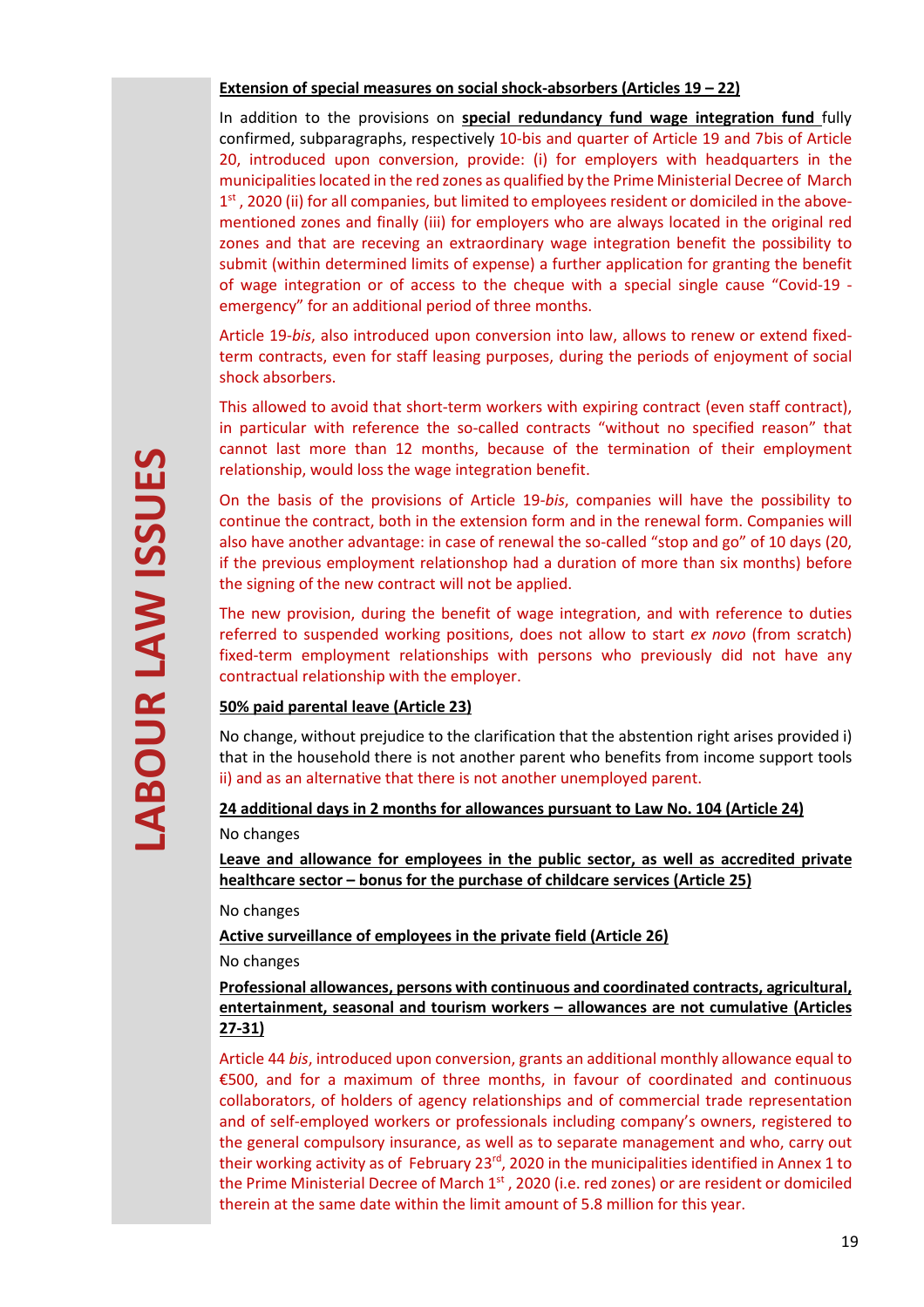**Extension of special measures on social shock-absorbers (Articles 19 – 22)**

In addition to the provisions on **special redundancy fund wage integration fund** fully confirmed, subparagraphs, respectively 10-bis and quarter of Article 19 and 7bis of Article 20, introduced upon conversion, provide: (i) for employers with headquarters in the municipalities located in the red zones as qualified by the Prime Ministerial Decree of March 1st, 2020 (ii) for all companies, but limited to employees resident or domiciled in the above-mentioned zones and finally (iii) for employers who are always located in the original red zones and that are receving an extraordinary wage integration benefit the possibility to submit (within determined limits of expense) a further application for granting the benefit of wage integration or of access to the cheque with a special single cause "Covid-19 - emergency" for an additional period of three months.

Article 19-*bis*, also introduced upon conversion into law, allows to renew or extend fixed-term contracts, even for staff leasing purposes, during the periods of enjoyment of social shock absorbers.

This allowed to avoid that short-term workers with expiring contract (even staff contract), in particular with reference the so-called contracts "without no specified reason" that cannot last more than 12 months, because of the termination of their employment relationship, would loss the wage integration benefit.

On the basis of the provisions of Article 19-*bis*, companies will have the possibility to continue the contract, both in the extension form and in the renewal form. Companies will also have another advantage: in case of renewal the so-called "stop and go" of 10 days (20, if the previous employment relationshop had a duration of more than six months) before the signing of the new contract will not be applied.

The new provision, during the benefit of wage integration, and with reference to duties referred to suspended working positions, does not allow to start *ex novo* (from scratch) fixed-term employment relationships with persons who previously did not have any contractual relationship with the employer.

**50% paid parental leave (Article 23)**

No change, without prejudice to the clarification that the abstention right arises provided i) that in the household there is not another parent who benefits from income support tools ii) and as an alternative that there is not another unemployed parent.

**24 additional days in 2 months for allowances pursuant to Law No. 104 (Article 24)**

No changes

**Leave and allowance for employees in the public sector, as well as accredited private healthcare sector – bonus for the purchase of childcare services (Article 25)**

No changes

**Active surveillance of employees in the private field (Article 26)**

No changes

**Professional allowances, persons with continuous and coordinated contracts, agricultural, entertainment, seasonal and tourism workers – allowances are not cumulative (Articles 27-31)**

Article 44 *bis*, introduced upon conversion, grants an additional monthly allowance equal to €500, and for a maximum of three months, in favour of coordinated and continuous collaborators, of holders of agency relationships and of commercial trade representation and of self-employed workers or professionals including company's owners, registered to the general compulsory insurance, as well as to separate management and who, carry out their working activity as of February 23rd, 2020 in the municipalities identified in Annex 1 to the Prime Ministerial Decree of March 1st, 2020 (i.e. red zones) or are resident or domiciled therein at the same date within the limit amount of 5.8 million for this year.

LABOUR LAW ISSUES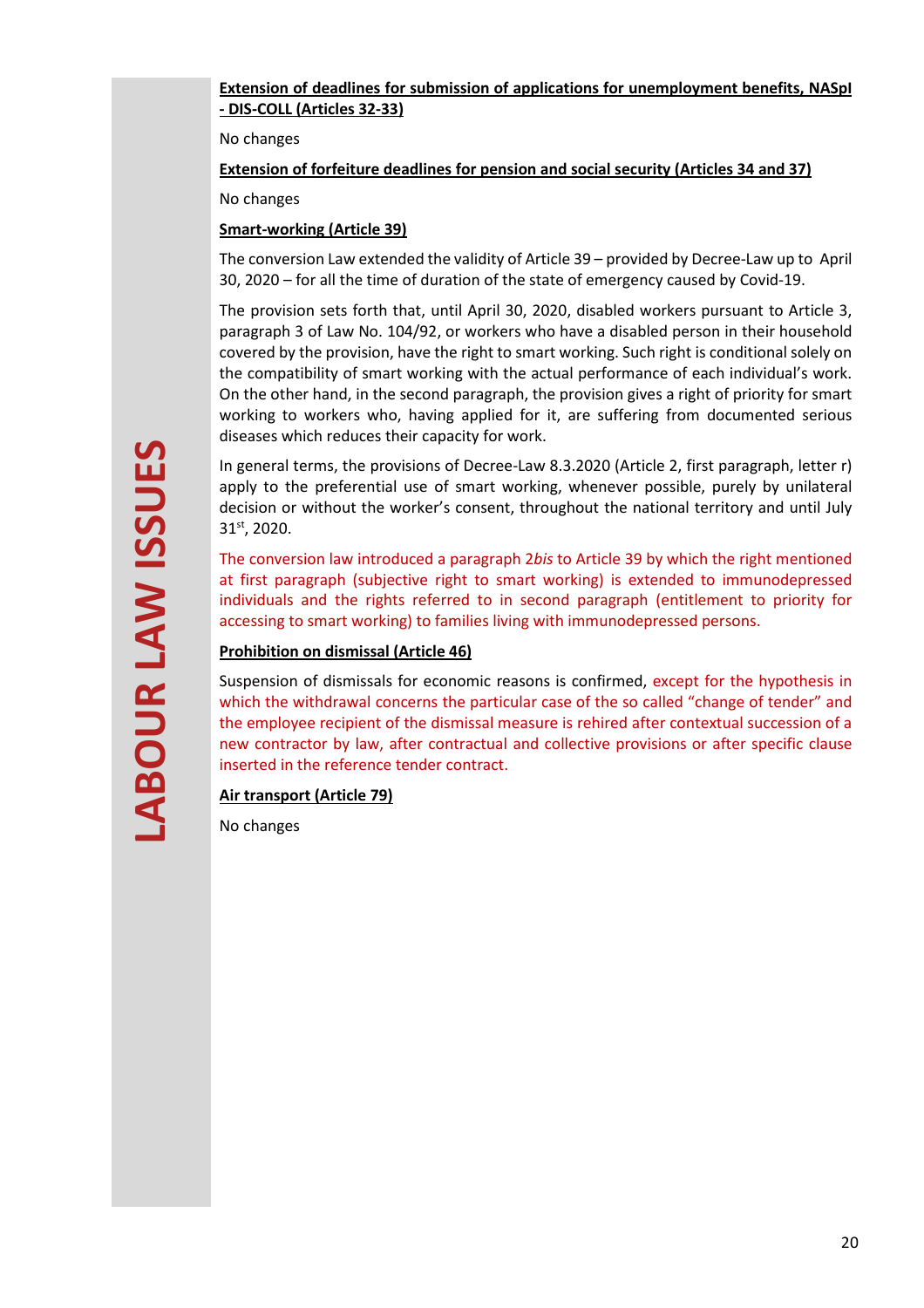**Extension of deadlines for submission of applications for unemployment benefits, NASpI - DIS-COLL (Articles 32-33)**

No changes

**Extension of forfeiture deadlines for pension and social security (Articles 34 and 37)**

No changes

**Smart-working (Article 39)**

The conversion Law extended the validity of Article 39 – provided by Decree-Law up to April 30, 2020 – for all the time of duration of the state of emergency caused by Covid-19.

The provision sets forth that, until April 30, 2020, disabled workers pursuant to Article 3, paragraph 3 of Law No. 104/92, or workers who have a disabled person in their household covered by the provision, have the right to smart working. Such right is conditional solely on the compatibility of smart working with the actual performance of each individual's work. On the other hand, in the second paragraph, the provision gives a right of priority for smart working to workers who, having applied for it, are suffering from documented serious diseases which reduces their capacity for work.

In general terms, the provisions of Decree-Law 8.3.2020 (Article 2, first paragraph, letter r) apply to the preferential use of smart working, whenever possible, purely by unilateral decision or without the worker's consent, throughout the national territory and until July 31st, 2020.

The conversion law introduced a paragraph 2*bis* to Article 39 by which the right mentioned at first paragraph (subjective right to smart working) is extended to immunodepressed individuals and the rights referred to in second paragraph (entitlement to priority for accessing to smart working) to families living with immunodepressed persons.

**Prohibition on dismissal (Article 46)**

Suspension of dismissals for economic reasons is confirmed, except for the hypothesis in which the withdrawal concerns the particular case of the so called "change of tender" and the employee recipient of the dismissal measure is rehired after contextual succession of a new contractor by law, after contractual and collective provisions or after specific clause inserted in the reference tender contract.

**Air transport (Article 79)**

No changes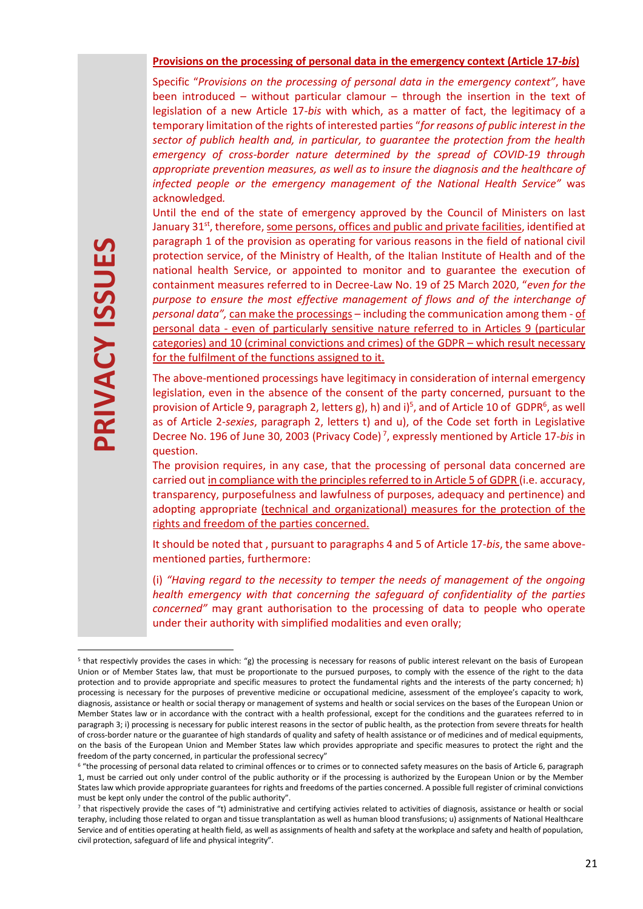**Provisions on the processing of personal data in the emergency context (Article 17-*bis*)**

Specific "*Provisions on the processing of personal data in the emergency context"*, have been introduced – without particular clamour – through the insertion in the text of legislation of a new Article 17-*bis* with which, as a matter of fact, the legitimacy of a temporary limitation of the rights of interested parties "*for reasons of public interest in the sector of publich health and, in particular, to guarantee the protection from the health emergency of cross-border nature determined by the spread of COVID-19 through appropriate prevention measures, as well as to insure the diagnosis and the healthcare of infected people or the emergency management of the National Health Service"* was acknowledged.

Until the end of the state of emergency approved by the Council of Ministers on last January 31st, therefore, some persons, offices and public and private facilities, identified at paragraph 1 of the provision as operating for various reasons in the field of national civil protection service, of the Ministry of Health, of the Italian Institute of Health and of the national health Service, or appointed to monitor and to guarantee the execution of containment measures referred to in Decree-Law No. 19 of 25 March 2020, "*even for the purpose to ensure the most effective management of flows and of the interchange of personal data",* can make the processings – including the communication among them - of personal data - even of particularly sensitive nature referred to in Articles 9 (particular categories) and 10 (criminal convictions and crimes) of the GDPR – which result necessary for the fulfilment of the functions assigned to it.

The above-mentioned processings have legitimacy in consideration of internal emergency legislation, even in the absence of the consent of the party concerned, pursuant to the provision of Article 9, paragraph 2, letters g), h) and i)[5], and of Article 10 of GDPR[6], as well as of Article 2-*sexies*, paragraph 2, letters t) and u), of the Code set forth in Legislative Decree No. 196 of June 30, 2003 (Privacy Code)[7], expressly mentioned by Article 17-*bis* in question.

The provision requires, in any case, that the processing of personal data concerned are carried out in compliance with the principles referred to in Article 5 of GDPR (i.e. accuracy, transparency, purposefulness and lawfulness of purposes, adequacy and pertinence) and adopting appropriate (technical and organizational) measures for the protection of the rights and freedom of the parties concerned.

It should be noted that , pursuant to paragraphs 4 and 5 of Article 17-*bis*, the same above-mentioned parties, furthermore:

(i) *"Having regard to the necessity to temper the needs of management of the ongoing health emergency with that concerning the safeguard of confidentiality of the parties concerned"* may grant authorisation to the processing of data to people who operate under their authority with simplified modalities and even orally;

---

[5] that respectivly provides the cases in which: "g) the processing is necessary for reasons of public interest relevant on the basis of European Union or of Member States law, that must be proportionate to the pursued purposes, to comply with the essence of the right to the data protection and to provide appropriate and specific measures to protect the fundamental rights and the interests of the party concerned; h) processing is necessary for the purposes of preventive medicine or occupational medicine, assessment of the employee's capacity to work, diagnosis, assistance or health or social therapy or management of systems and health or social services on the bases of the European Union or Member States law or in accordance with the contract with a health professional, except for the conditions and the guarantees referred to in paragraph 3; i) processing is necessary for public interest reasons in the sector of public health, as the protection from severe threats for health of cross-border nature or the guarantee of high standards of quality and safety of health assistance or of medicines and of medical equipments, on the basis of the European Union and Member States law which provides appropriate and specific measures to protect the right and the freedom of the party concerned, in particular the professional secrecy"

[6] "the processing of personal data related to criminal offences or to crimes or to connected safety measures on the basis of Article 6, paragraph 1, must be carried out only under control of the public authority or if the processing is authorized by the European Union or by the Member States law which provide appropriate guarantees for rights and freedoms of the parties concerned. A possible full register of criminal convictions must be kept only under the control of the public authority".

[7] that rispectively provide the cases of "t) administrative and certifying activies related to activities of diagnosis, assistance or health or social teraphy, including those related to organ and tissue transplantation as well as human blood transfusions; u) assignments of National Healthcare Service and of entities operating at health field, as well as assignments of health and safety at the workplace and safety and health of population, civil protection, safeguard of life and physical integrity".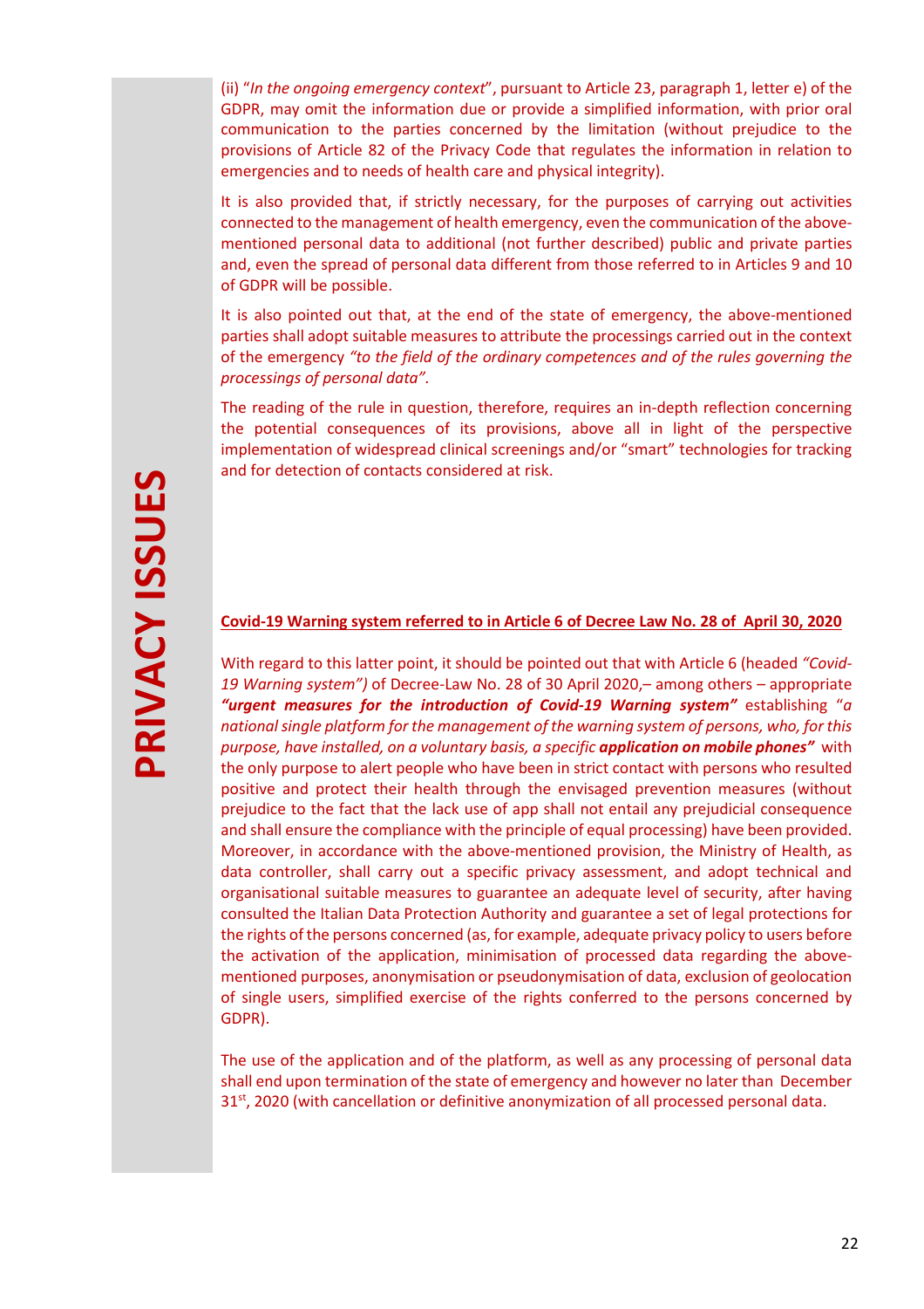(ii) "*In the ongoing emergency context*", pursuant to Article 23, paragraph 1, letter e) of the GDPR, may omit the information due or provide a simplified information, with prior oral communication to the parties concerned by the limitation (without prejudice to the provisions of Article 82 of the Privacy Code that regulates the information in relation to emergencies and to needs of health care and physical integrity).

It is also provided that, if strictly necessary, for the purposes of carrying out activities connected to the management of health emergency, even the communication of the above-mentioned personal data to additional (not further described) public and private parties and, even the spread of personal data different from those referred to in Articles 9 and 10 of GDPR will be possible.

It is also pointed out that, at the end of the state of emergency, the above-mentioned parties shall adopt suitable measures to attribute the processings carried out in the context of the emergency *"to the field of the ordinary competences and of the rules governing the processings of personal data"*.

The reading of the rule in question, therefore, requires an in-depth reflection concerning the potential consequences of its provisions, above all in light of the perspective implementation of widespread clinical screenings and/or "smart" technologies for tracking and for detection of contacts considered at risk.

## Covid-19 Warning system referred to in Article 6 of Decree Law No. 28 of April 30, 2020

With regard to this latter point, it should be pointed out that with Article 6 (headed *"Covid-19 Warning system")* of Decree-Law No. 28 of 30 April 2020,– among others – appropriate ***"urgent measures for the introduction of Covid-19 Warning system"*** establishing "*a national single platform for the management of the warning system of persons, who, for this purpose, have installed, on a voluntary basis, a specific* ***application on mobile phones"*** with the only purpose to alert people who have been in strict contact with persons who resulted positive and protect their health through the envisaged prevention measures (without prejudice to the fact that the lack use of app shall not entail any prejudicial consequence and shall ensure the compliance with the principle of equal processing) have been provided. Moreover, in accordance with the above-mentioned provision, the Ministry of Health, as data controller, shall carry out a specific privacy assessment, and adopt technical and organisational suitable measures to guarantee an adequate level of security, after having consulted the Italian Data Protection Authority and guarantee a set of legal protections for the rights of the persons concerned (as, for example, adequate privacy policy to users before the activation of the application, minimisation of processed data regarding the above-mentioned purposes, anonymisation or pseudonymisation of data, exclusion of geolocation of single users, simplified exercise of the rights conferred to the persons concerned by GDPR).

The use of the application and of the platform, as well as any processing of personal data shall end upon termination of the state of emergency and however no later than December 31st, 2020 (with cancellation or definitive anonymization of all processed personal data.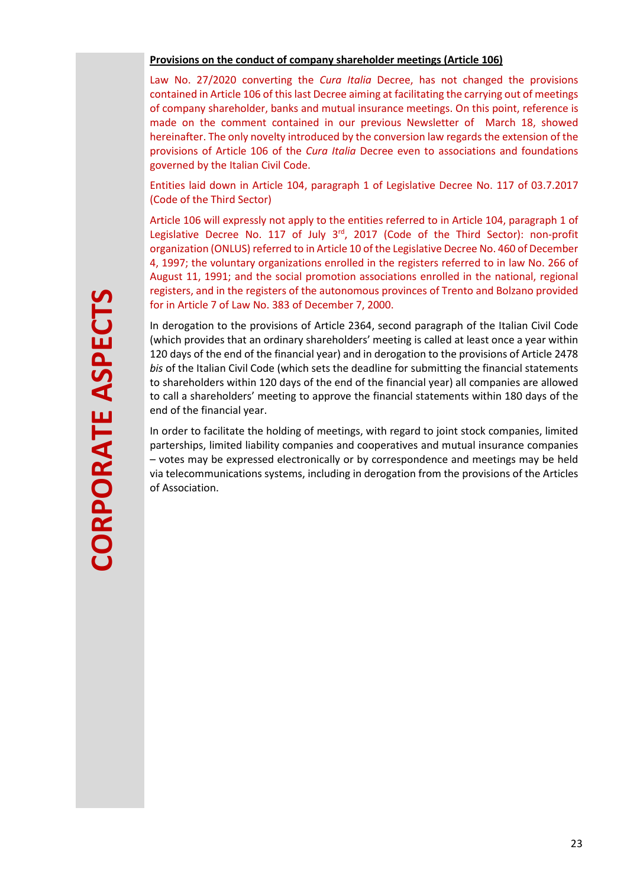**Provisions on the conduct of company shareholder meetings (Article 106)**

Law No. 27/2020 converting the *Cura Italia* Decree, has not changed the provisions contained in Article 106 of this last Decree aiming at facilitating the carrying out of meetings of company shareholder, banks and mutual insurance meetings. On this point, reference is made on the comment contained in our previous Newsletter of March 18, showed hereinafter. The only novelty introduced by the conversion law regards the extension of the provisions of Article 106 of the *Cura Italia* Decree even to associations and foundations governed by the Italian Civil Code.

Entities laid down in Article 104, paragraph 1 of Legislative Decree No. 117 of 03.7.2017 (Code of the Third Sector)

Article 106 will expressly not apply to the entities referred to in Article 104, paragraph 1 of Legislative Decree No. 117 of July 3rd, 2017 (Code of the Third Sector): non-profit organization (ONLUS) referred to in Article 10 of the Legislative Decree No. 460 of December 4, 1997; the voluntary organizations enrolled in the registers referred to in law No. 266 of August 11, 1991; and the social promotion associations enrolled in the national, regional registers, and in the registers of the autonomous provinces of Trento and Bolzano provided for in Article 7 of Law No. 383 of December 7, 2000.

In derogation to the provisions of Article 2364, second paragraph of the Italian Civil Code (which provides that an ordinary shareholders' meeting is called at least once a year within 120 days of the end of the financial year) and in derogation to the provisions of Article 2478 *bis* of the Italian Civil Code (which sets the deadline for submitting the financial statements to shareholders within 120 days of the end of the financial year) all companies are allowed to call a shareholders' meeting to approve the financial statements within 180 days of the end of the financial year.

In order to facilitate the holding of meetings, with regard to joint stock companies, limited parterships, limited liability companies and cooperatives and mutual insurance companies – votes may be expressed electronically or by correspondence and meetings may be held via telecommunications systems, including in derogation from the provisions of the Articles of Association.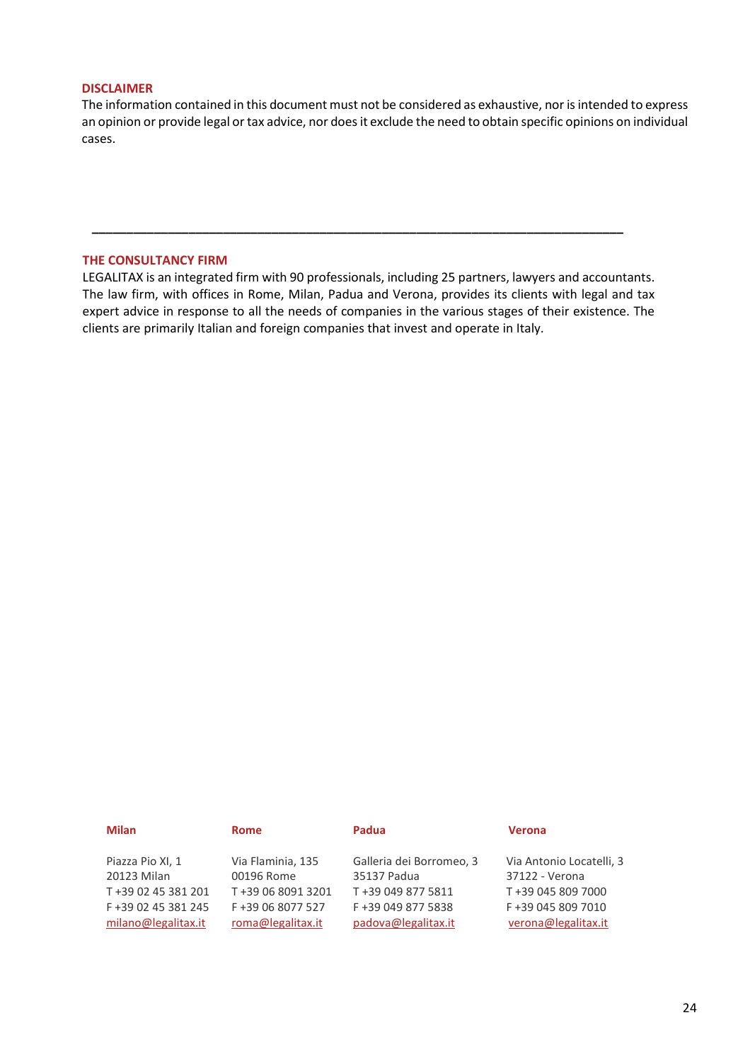## DISCLAIMER

The information contained in this document must not be considered as exhaustive, nor is intended to express an opinion or provide legal or tax advice, nor does it exclude the need to obtain specific opinions on individual cases.

---

## THE CONSULTANCY FIRM

LEGALITAX is an integrated firm with 90 professionals, including 25 partners, lawyers and accountants. The law firm, with offices in Rome, Milan, Padua and Verona, provides its clients with legal and tax expert advice in response to all the needs of companies in the various stages of their existence. The clients are primarily Italian and foreign companies that invest and operate in Italy.

**Milan**

Piazza Pio XI, 1
20123 Milan
T +39 02 45 381 201
F +39 02 45 381 245
milano@legalitax.it

**Rome**

Via Flaminia, 135
00196 Rome
T +39 06 8091 3201
F +39 06 8077 527
roma@legalitax.it

**Padua**

Galleria dei Borromeo, 3
35137 Padua
T +39 049 877 5811
F +39 049 877 5838
padova@legalitax.it

**Verona**

Via Antonio Locatelli, 3
37122 - Verona
T +39 045 809 7000
F +39 045 809 7010
verona@legalitax.it